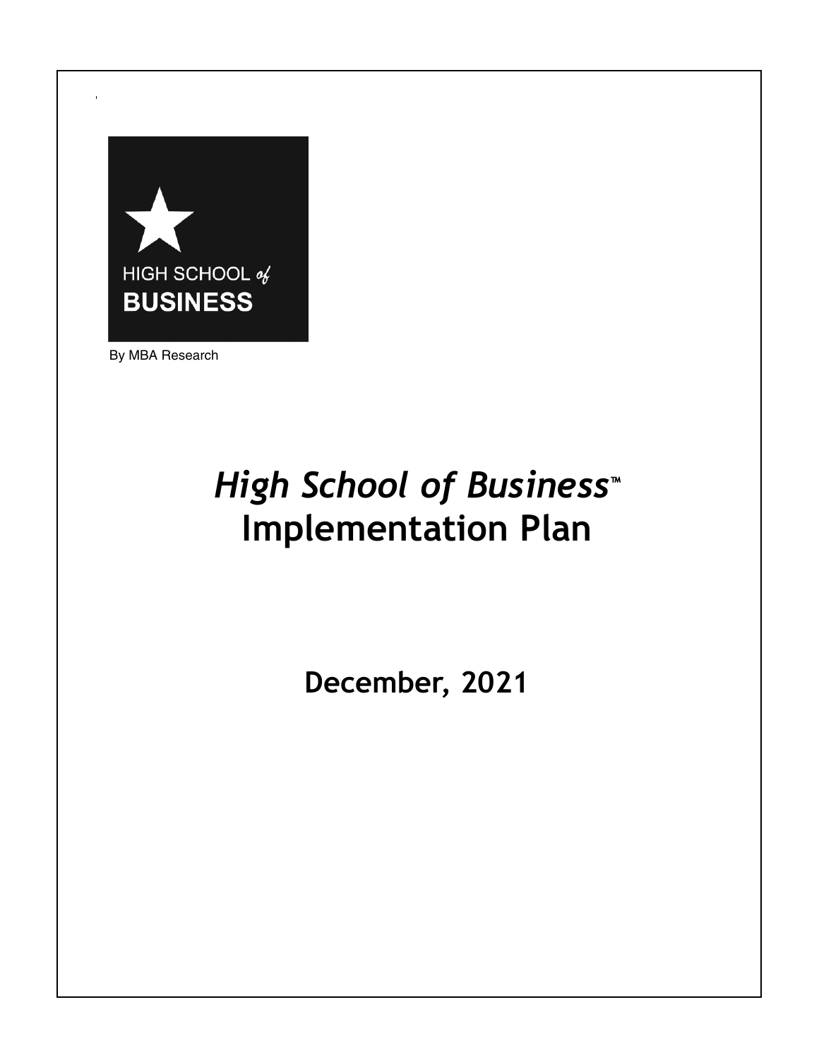HIGH SCHOOL of BUSINESS

By MBA Research

# *High School of Business*™ Implementation Plan

**December, 2021**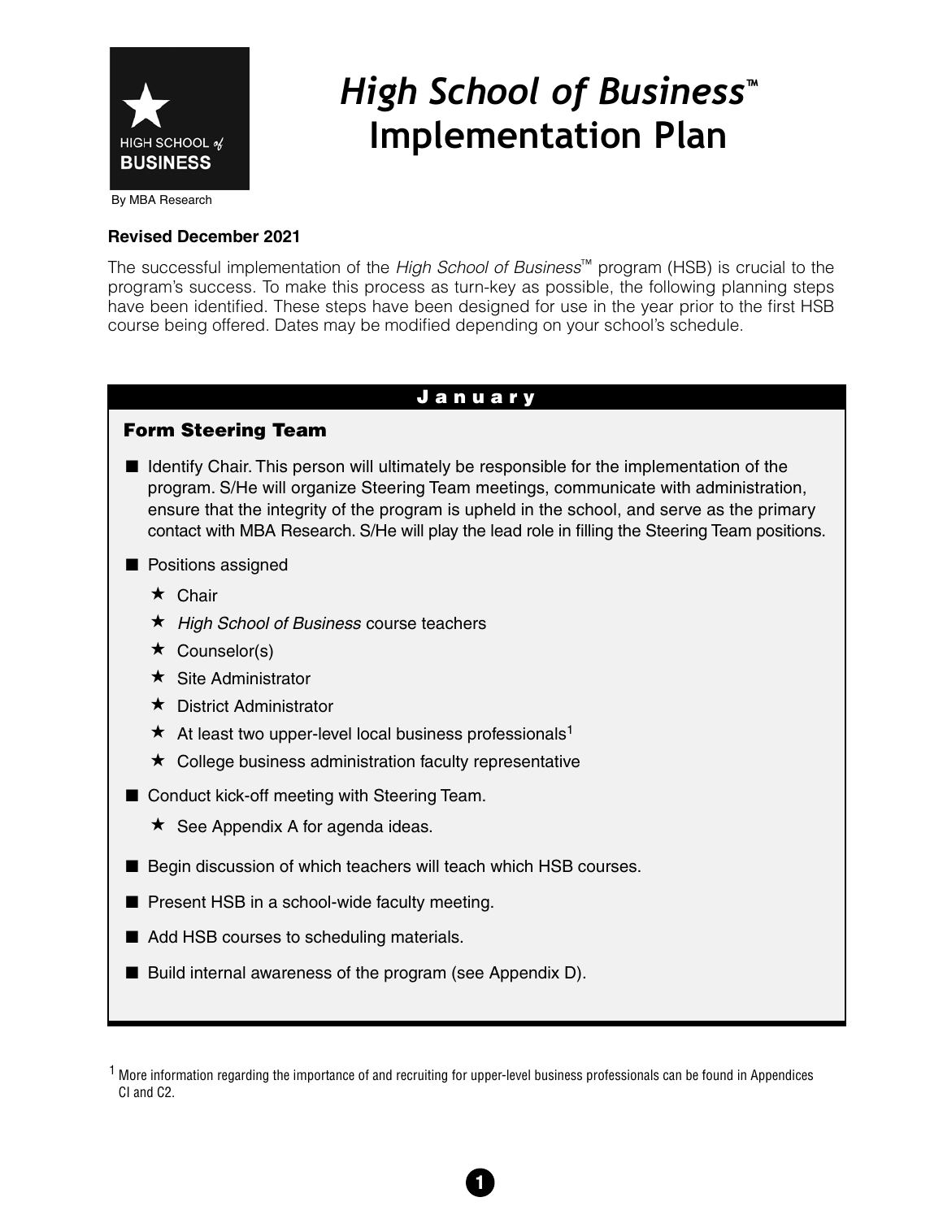# *High School of Business*™ Implementation Plan

By MBA Research

**Revised December 2021**

The successful implementation of the *High School of Business*™ program (HSB) is crucial to the program's success. To make this process as turn-key as possible, the following planning steps have been identified. These steps have been designed for use in the year prior to the first HSB course being offered. Dates may be modified depending on your school's schedule.

## January

### Form Steering Team

- Identify Chair. This person will ultimately be responsible for the implementation of the program. S/He will organize Steering Team meetings, communicate with administration, ensure that the integrity of the program is upheld in the school, and serve as the primary contact with MBA Research. S/He will play the lead role in filling the Steering Team positions.
- Positions assigned
  - Chair
  - *High School of Business* course teachers
  - Counselor(s)
  - Site Administrator
  - District Administrator
  - At least two upper-level local business professionals[1]
  - College business administration faculty representative
- Conduct kick-off meeting with Steering Team.
  - See Appendix A for agenda ideas.
- Begin discussion of which teachers will teach which HSB courses.
- Present HSB in a school-wide faculty meeting.
- Add HSB courses to scheduling materials.
- Build internal awareness of the program (see Appendix D).

[1] More information regarding the importance of and recruiting for upper-level business professionals can be found in Appendices CI and C2.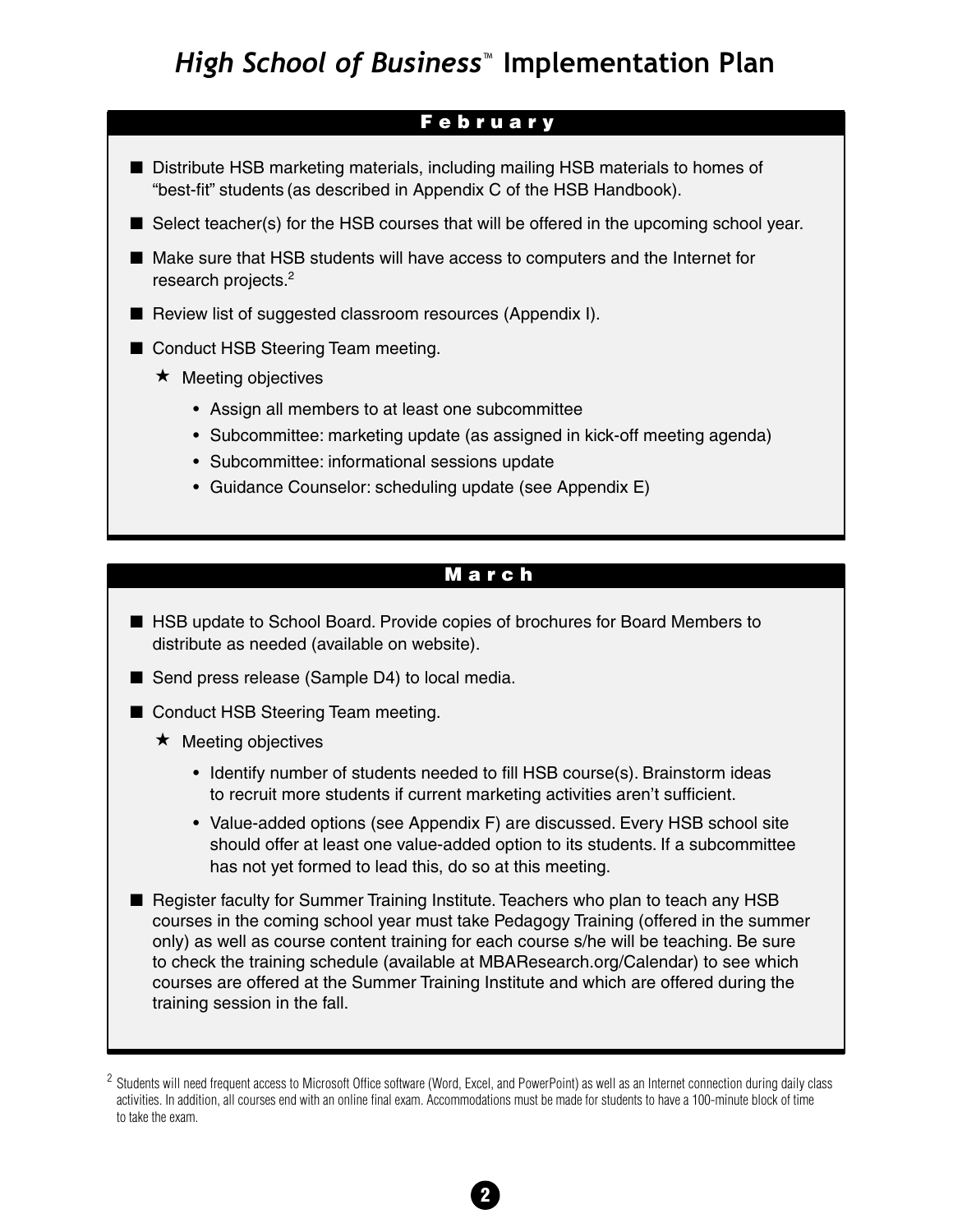# *High School of Business*™ Implementation Plan

## February

- Distribute HSB marketing materials, including mailing HSB materials to homes of "best-fit" students (as described in Appendix C of the HSB Handbook).
- Select teacher(s) for the HSB courses that will be offered in the upcoming school year.
- Make sure that HSB students will have access to computers and the Internet for research projects.[2]
- Review list of suggested classroom resources (Appendix I).
- Conduct HSB Steering Team meeting.
  - ★ Meeting objectives
    - Assign all members to at least one subcommittee
    - Subcommittee: marketing update (as assigned in kick-off meeting agenda)
    - Subcommittee: informational sessions update
    - Guidance Counselor: scheduling update (see Appendix E)

## March

- HSB update to School Board. Provide copies of brochures for Board Members to distribute as needed (available on website).
- Send press release (Sample D4) to local media.
- Conduct HSB Steering Team meeting.
  - ★ Meeting objectives
    - Identify number of students needed to fill HSB course(s). Brainstorm ideas to recruit more students if current marketing activities aren't sufficient.
    - Value-added options (see Appendix F) are discussed. Every HSB school site should offer at least one value-added option to its students. If a subcommittee has not yet formed to lead this, do so at this meeting.
- Register faculty for Summer Training Institute. Teachers who plan to teach any HSB courses in the coming school year must take Pedagogy Training (offered in the summer only) as well as course content training for each course s/he will be teaching. Be sure to check the training schedule (available at MBAResearch.org/Calendar) to see which courses are offered at the Summer Training Institute and which are offered during the training session in the fall.

[2] Students will need frequent access to Microsoft Office software (Word, Excel, and PowerPoint) as well as an Internet connection during daily class activities. In addition, all courses end with an online final exam. Accommodations must be made for students to have a 100-minute block of time to take the exam.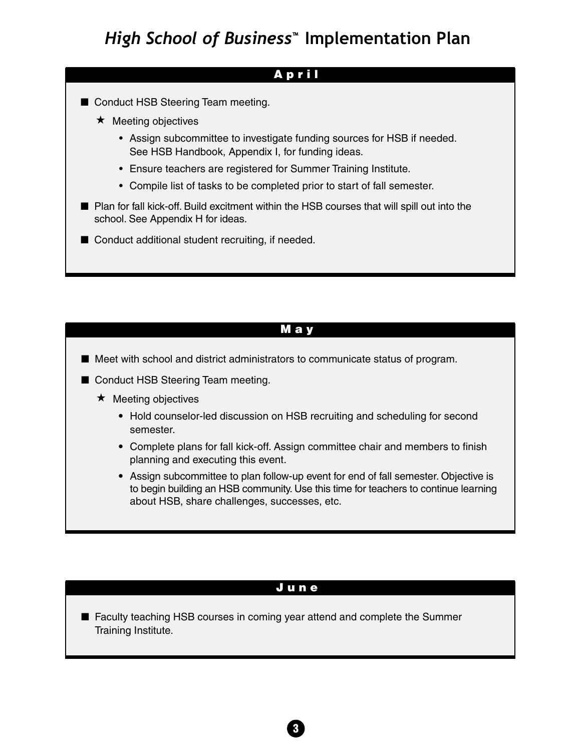# *High School of Business*™ Implementation Plan

## April

- Conduct HSB Steering Team meeting.
  - ★ Meeting objectives
    - Assign subcommittee to investigate funding sources for HSB if needed. See HSB Handbook, Appendix I, for funding ideas.
    - Ensure teachers are registered for Summer Training Institute.
    - Compile list of tasks to be completed prior to start of fall semester.
- Plan for fall kick-off. Build excitment within the HSB courses that will spill out into the school. See Appendix H for ideas.
- Conduct additional student recruiting, if needed.

## May

- Meet with school and district administrators to communicate status of program.
- Conduct HSB Steering Team meeting.
  - ★ Meeting objectives
    - Hold counselor-led discussion on HSB recruiting and scheduling for second semester.
    - Complete plans for fall kick-off. Assign committee chair and members to finish planning and executing this event.
    - Assign subcommittee to plan follow-up event for end of fall semester. Objective is to begin building an HSB community. Use this time for teachers to continue learning about HSB, share challenges, successes, etc.

## June

- Faculty teaching HSB courses in coming year attend and complete the Summer Training Institute.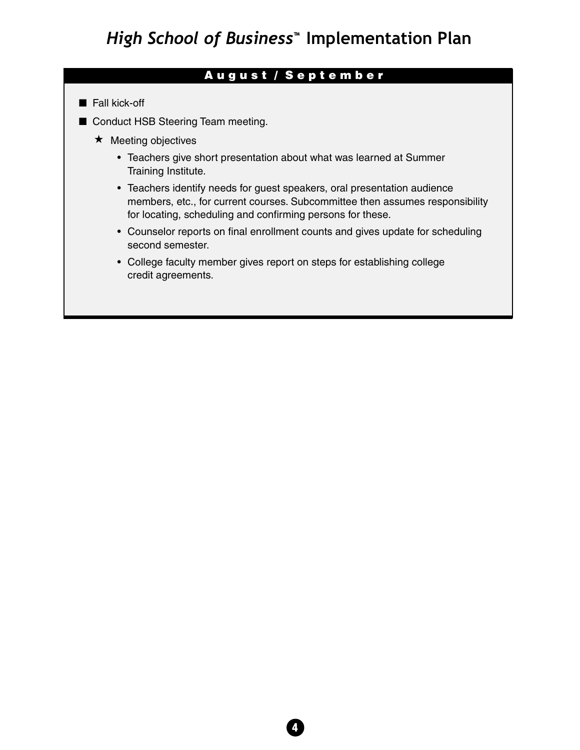# *High School of Business*™ Implementation Plan

## August / September

- Fall kick-off
- Conduct HSB Steering Team meeting.
  - ★ Meeting objectives
    - Teachers give short presentation about what was learned at Summer Training Institute.
    - Teachers identify needs for guest speakers, oral presentation audience members, etc., for current courses. Subcommittee then assumes responsibility for locating, scheduling and confirming persons for these.
    - Counselor reports on final enrollment counts and gives update for scheduling second semester.
    - College faculty member gives report on steps for establishing college credit agreements.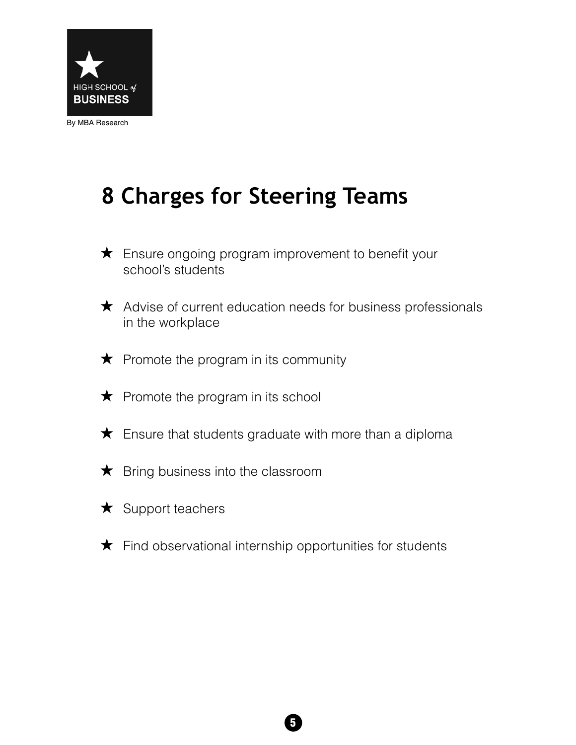HIGH SCHOOL of BUSINESS

By MBA Research

# 8 Charges for Steering Teams

- Ensure ongoing program improvement to benefit your school's students
- Advise of current education needs for business professionals in the workplace
- Promote the program in its community
- Promote the program in its school
- Ensure that students graduate with more than a diploma
- Bring business into the classroom
- Support teachers
- Find observational internship opportunities for students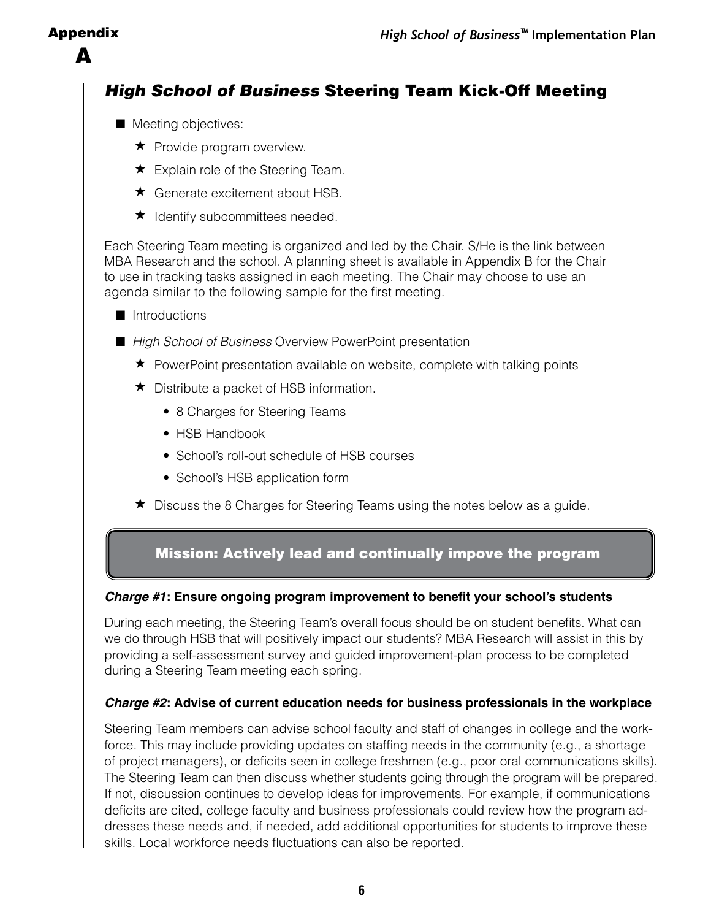# Appendix A

## *High School of Business* Steering Team Kick-Off Meeting

- Meeting objectives:
  - ★ Provide program overview.
  - ★ Explain role of the Steering Team.
  - ★ Generate excitement about HSB.
  - ★ Identify subcommittees needed.

Each Steering Team meeting is organized and led by the Chair. S/He is the link between MBA Research and the school. A planning sheet is available in Appendix B for the Chair to use in tracking tasks assigned in each meeting. The Chair may choose to use an agenda similar to the following sample for the first meeting.

- Introductions
- *High School of Business* Overview PowerPoint presentation
  - ★ PowerPoint presentation available on website, complete with talking points
  - ★ Distribute a packet of HSB information.
    - 8 Charges for Steering Teams
    - HSB Handbook
    - School's roll-out schedule of HSB courses
    - School's HSB application form
  - ★ Discuss the 8 Charges for Steering Teams using the notes below as a guide.

**Mission: Actively lead and continually impove the program**

#### *Charge #1*: Ensure ongoing program improvement to benefit your school's students

During each meeting, the Steering Team's overall focus should be on student benefits. What can we do through HSB that will positively impact our students? MBA Research will assist in this by providing a self-assessment survey and guided improvement-plan process to be completed during a Steering Team meeting each spring.

#### *Charge #2*: Advise of current education needs for business professionals in the workplace

Steering Team members can advise school faculty and staff of changes in college and the workforce. This may include providing updates on staffing needs in the community (e.g., a shortage of project managers), or deficits seen in college freshmen (e.g., poor oral communications skills). The Steering Team can then discuss whether students going through the program will be prepared. If not, discussion continues to develop ideas for improvements. For example, if communications deficits are cited, college faculty and business professionals could review how the program addresses these needs and, if needed, add additional opportunities for students to improve these skills. Local workforce needs fluctuations can also be reported.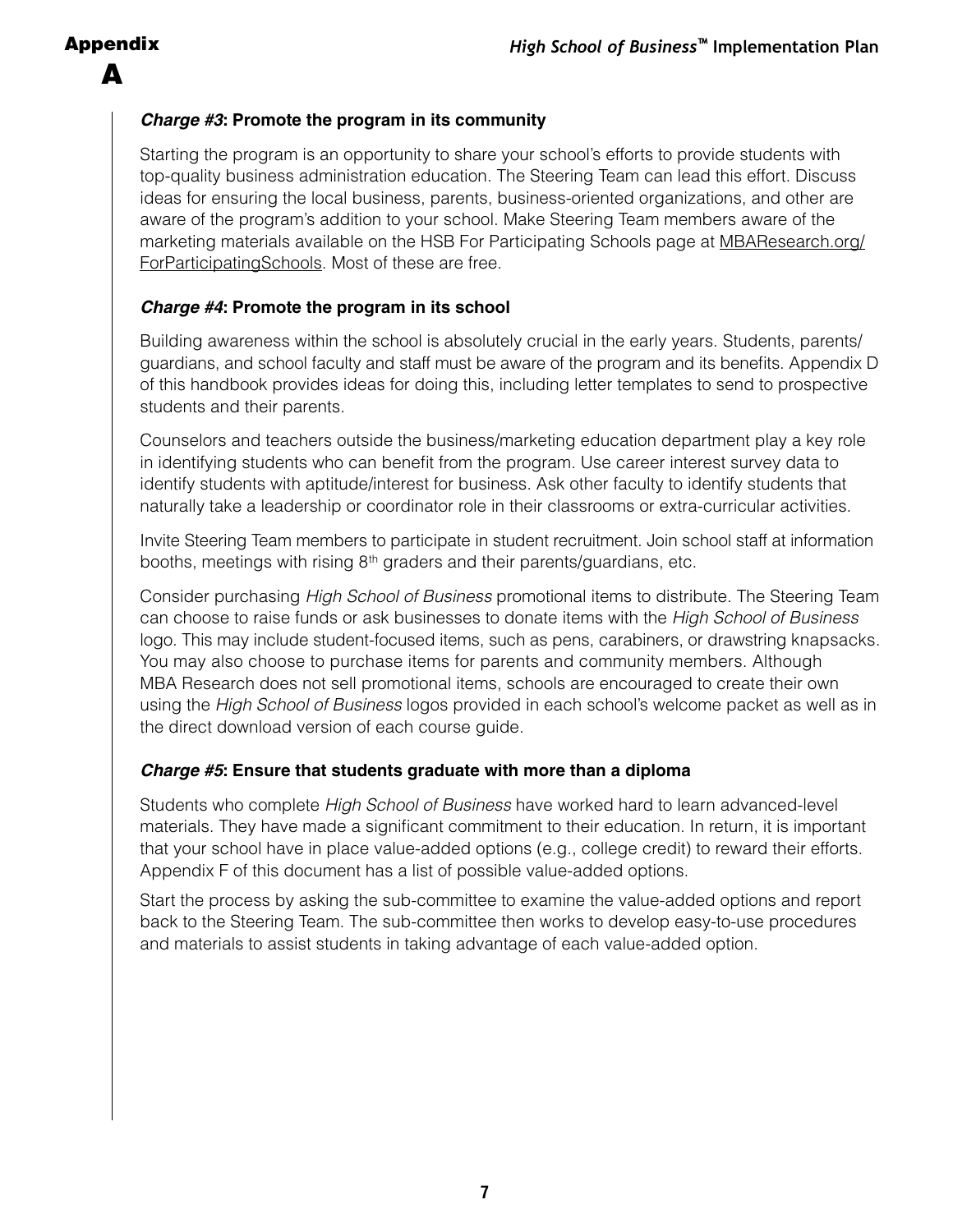### *Charge #3*: Promote the program in its community

Starting the program is an opportunity to share your school's efforts to provide students with top-quality business administration education. The Steering Team can lead this effort. Discuss ideas for ensuring the local business, parents, business-oriented organizations, and other are aware of the program's addition to your school. Make Steering Team members aware of the marketing materials available on the HSB For Participating Schools page at MBAResearch.org/ForParticipatingSchools. Most of these are free.

### *Charge #4*: Promote the program in its school

Building awareness within the school is absolutely crucial in the early years. Students, parents/guardians, and school faculty and staff must be aware of the program and its benefits. Appendix D of this handbook provides ideas for doing this, including letter templates to send to prospective students and their parents.

Counselors and teachers outside the business/marketing education department play a key role in identifying students who can benefit from the program. Use career interest survey data to identify students with aptitude/interest for business. Ask other faculty to identify students that naturally take a leadership or coordinator role in their classrooms or extra-curricular activities.

Invite Steering Team members to participate in student recruitment. Join school staff at information booths, meetings with rising 8th graders and their parents/guardians, etc.

Consider purchasing *High School of Business* promotional items to distribute. The Steering Team can choose to raise funds or ask businesses to donate items with the *High School of Business* logo. This may include student-focused items, such as pens, carabiners, or drawstring knapsacks. You may also choose to purchase items for parents and community members. Although MBA Research does not sell promotional items, schools are encouraged to create their own using the *High School of Business* logos provided in each school's welcome packet as well as in the direct download version of each course guide.

### *Charge #5*: Ensure that students graduate with more than a diploma

Students who complete *High School of Business* have worked hard to learn advanced-level materials. They have made a significant commitment to their education. In return, it is important that your school have in place value-added options (e.g., college credit) to reward their efforts. Appendix F of this document has a list of possible value-added options.

Start the process by asking the sub-committee to examine the value-added options and report back to the Steering Team. The sub-committee then works to develop easy-to-use procedures and materials to assist students in taking advantage of each value-added option.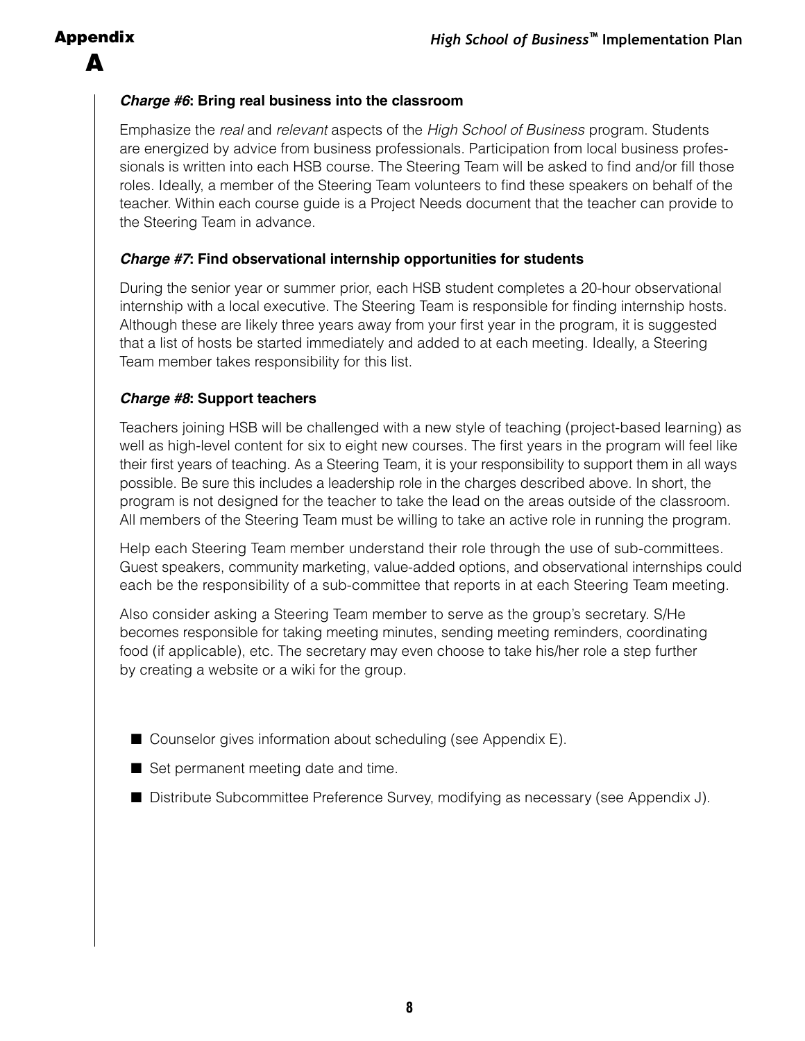***Charge #6*: Bring real business into the classroom**

Emphasize the *real* and *relevant* aspects of the *High School of Business* program. Students are energized by advice from business professionals. Participation from local business professionals is written into each HSB course. The Steering Team will be asked to find and/or fill those roles. Ideally, a member of the Steering Team volunteers to find these speakers on behalf of the teacher. Within each course guide is a Project Needs document that the teacher can provide to the Steering Team in advance.

***Charge #7*: Find observational internship opportunities for students**

During the senior year or summer prior, each HSB student completes a 20-hour observational internship with a local executive. The Steering Team is responsible for finding internship hosts. Although these are likely three years away from your first year in the program, it is suggested that a list of hosts be started immediately and added to at each meeting. Ideally, a Steering Team member takes responsibility for this list.

***Charge #8*: Support teachers**

Teachers joining HSB will be challenged with a new style of teaching (project-based learning) as well as high-level content for six to eight new courses. The first years in the program will feel like their first years of teaching. As a Steering Team, it is your responsibility to support them in all ways possible. Be sure this includes a leadership role in the charges described above. In short, the program is not designed for the teacher to take the lead on the areas outside of the classroom. All members of the Steering Team must be willing to take an active role in running the program.

Help each Steering Team member understand their role through the use of sub-committees. Guest speakers, community marketing, value-added options, and observational internships could each be the responsibility of a sub-committee that reports in at each Steering Team meeting.

Also consider asking a Steering Team member to serve as the group's secretary. S/He becomes responsible for taking meeting minutes, sending meeting reminders, coordinating food (if applicable), etc. The secretary may even choose to take his/her role a step further by creating a website or a wiki for the group.

- Counselor gives information about scheduling (see Appendix E).
- Set permanent meeting date and time.
- Distribute Subcommittee Preference Survey, modifying as necessary (see Appendix J).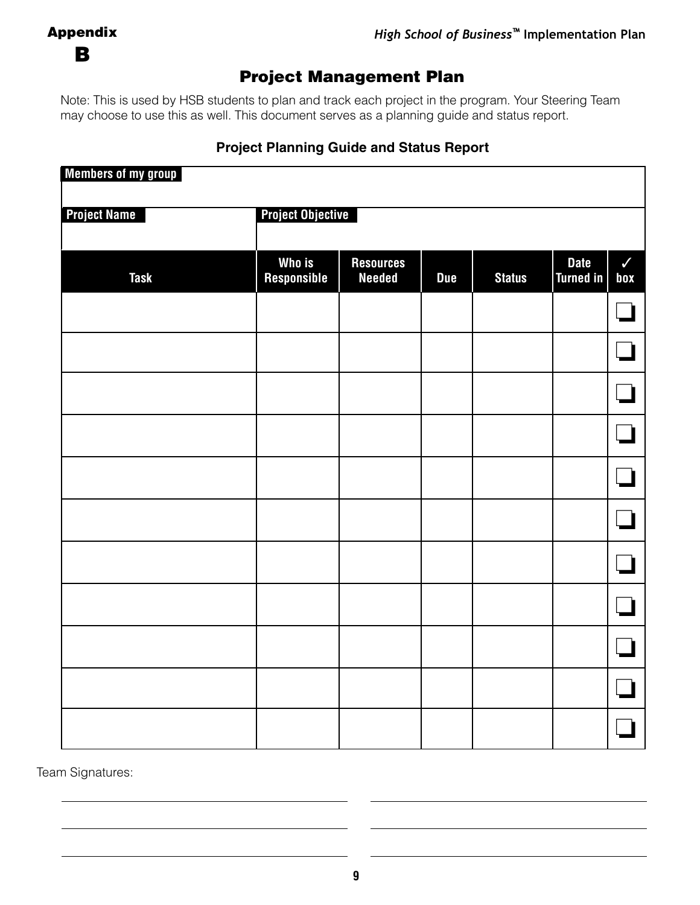# Appendix B

## Project Management Plan

Note: This is used by HSB students to plan and track each project in the program. Your Steering Team may choose to use this as well. This document serves as a planning guide and status report.

### Project Planning Guide and Status Report

| Members of my group | | | | | | |
|---|---|---|---|---|---|---|
| | | | | | | |
| **Project Name** | **Project Objective** | | | | | |
| | | | | | | |
| **Task** | **Who is Responsible** | **Resources Needed** | **Due** | **Status** | **Date Turned in** | **✓ box** |
| | | | | | | ❑ |
| | | | | | | ❑ |
| | | | | | | ❑ |
| | | | | | | ❑ |
| | | | | | | ❑ |
| | | | | | | ❑ |
| | | | | | | ❑ |
| | | | | | | ❑ |
| | | | | | | ❑ |
| | | | | | | ❑ |
| | | | | | | ❑ |

Team Signatures:

\_\_\_\_\_\_\_\_\_\_\_\_\_\_\_\_\_\_\_\_\_\_\_\_\_\_\_\_ \_\_\_\_\_\_\_\_\_\_\_\_\_\_\_\_\_\_\_\_\_\_\_\_\_\_\_\_

\_\_\_\_\_\_\_\_\_\_\_\_\_\_\_\_\_\_\_\_\_\_\_\_\_\_\_\_ \_\_\_\_\_\_\_\_\_\_\_\_\_\_\_\_\_\_\_\_\_\_\_\_\_\_\_\_

\_\_\_\_\_\_\_\_\_\_\_\_\_\_\_\_\_\_\_\_\_\_\_\_\_\_\_\_ \_\_\_\_\_\_\_\_\_\_\_\_\_\_\_\_\_\_\_\_\_\_\_\_\_\_\_\_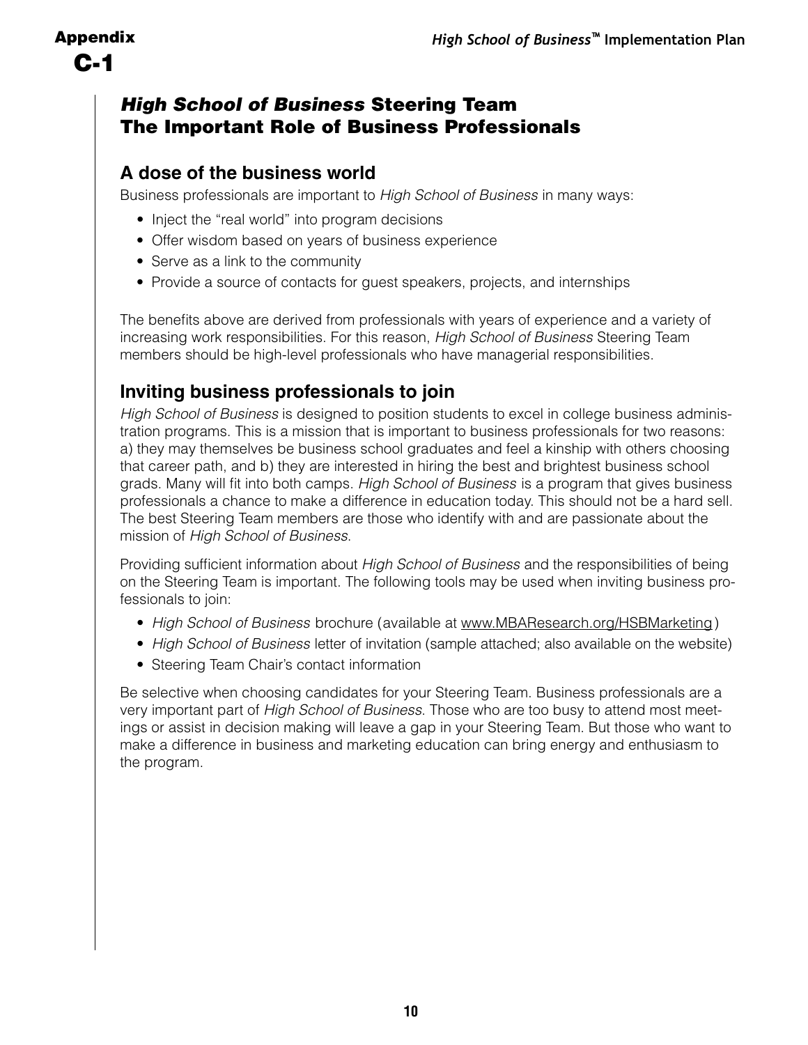**Appendix C-1**

## *High School of Business* Steering Team The Important Role of Business Professionals

### A dose of the business world

Business professionals are important to *High School of Business* in many ways:

- Inject the "real world" into program decisions
- Offer wisdom based on years of business experience
- Serve as a link to the community
- Provide a source of contacts for guest speakers, projects, and internships

The benefits above are derived from professionals with years of experience and a variety of increasing work responsibilities. For this reason, *High School of Business* Steering Team members should be high-level professionals who have managerial responsibilities.

### Inviting business professionals to join

*High School of Business* is designed to position students to excel in college business administration programs. This is a mission that is important to business professionals for two reasons: a) they may themselves be business school graduates and feel a kinship with others choosing that career path, and b) they are interested in hiring the best and brightest business school grads. Many will fit into both camps. *High School of Business* is a program that gives business professionals a chance to make a difference in education today. This should not be a hard sell. The best Steering Team members are those who identify with and are passionate about the mission of *High School of Business*.

Providing sufficient information about *High School of Business* and the responsibilities of being on the Steering Team is important. The following tools may be used when inviting business professionals to join:

- *High School of Business* brochure (available at www.MBAResearch.org/HSBMarketing)
- *High School of Business* letter of invitation (sample attached; also available on the website)
- Steering Team Chair's contact information

Be selective when choosing candidates for your Steering Team. Business professionals are a very important part of *High School of Business*. Those who are too busy to attend most meetings or assist in decision making will leave a gap in your Steering Team. But those who want to make a difference in business and marketing education can bring energy and enthusiasm to the program.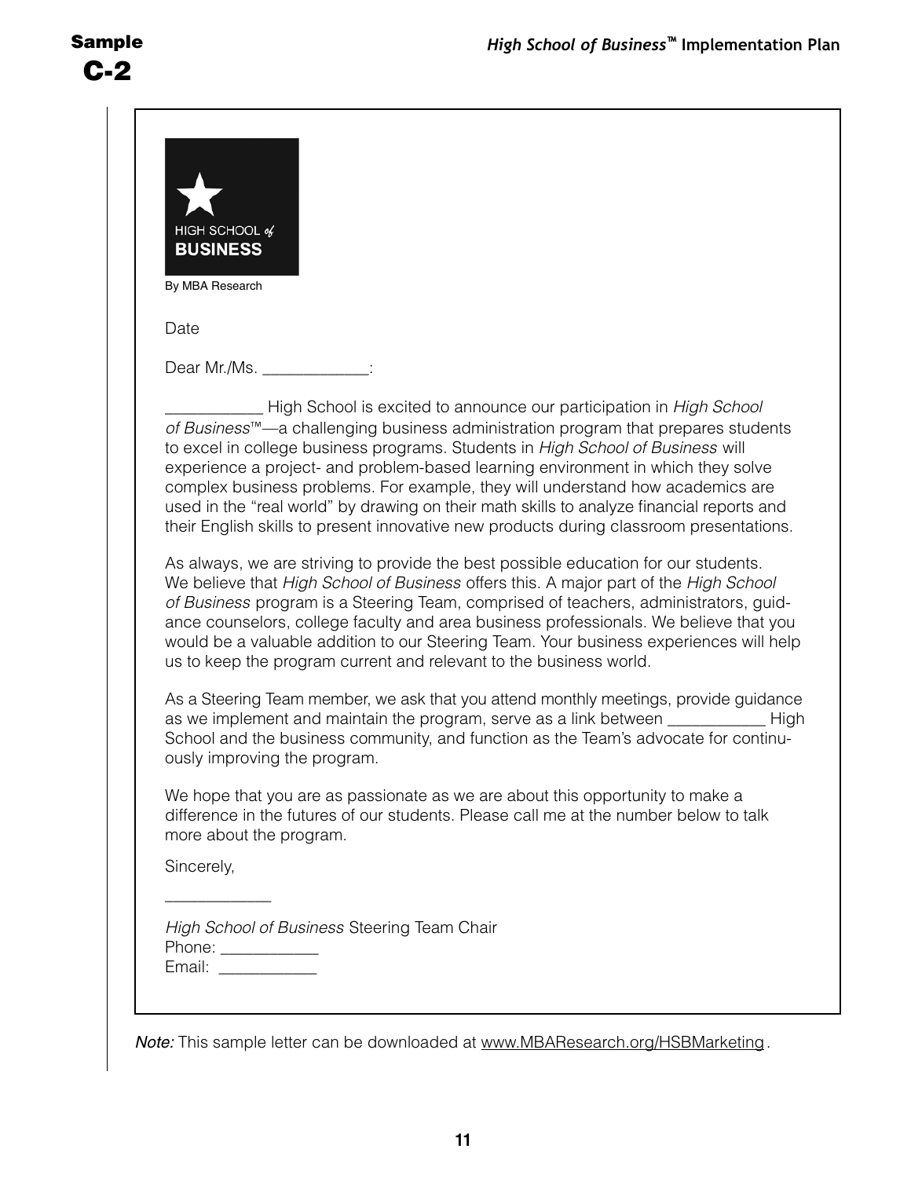# Sample C-2

HIGH SCHOOL *of* **BUSINESS**

By MBA Research

Date

Dear Mr./Ms. ____________:

___________ High School is excited to announce our participation in *High School of Business*™—a challenging business administration program that prepares students to excel in college business programs. Students in *High School of Business* will experience a project- and problem-based learning environment in which they solve complex business problems. For example, they will understand how academics are used in the "real world" by drawing on their math skills to analyze financial reports and their English skills to present innovative new products during classroom presentations.

As always, we are striving to provide the best possible education for our students. We believe that *High School of Business* offers this. A major part of the *High School of Business* program is a Steering Team, comprised of teachers, administrators, guidance counselors, college faculty and area business professionals. We believe that you would be a valuable addition to our Steering Team. Your business experiences will help us to keep the program current and relevant to the business world.

As a Steering Team member, we ask that you attend monthly meetings, provide guidance as we implement and maintain the program, serve as a link between ___________ High School and the business community, and function as the Team's advocate for continuously improving the program.

We hope that you are as passionate as we are about this opportunity to make a difference in the futures of our students. Please call me at the number below to talk more about the program.

Sincerely,

____________

*High School of Business* Steering Team Chair
Phone: ___________
Email: ___________

*Note:* This sample letter can be downloaded at www.MBAResearch.org/HSBMarketing.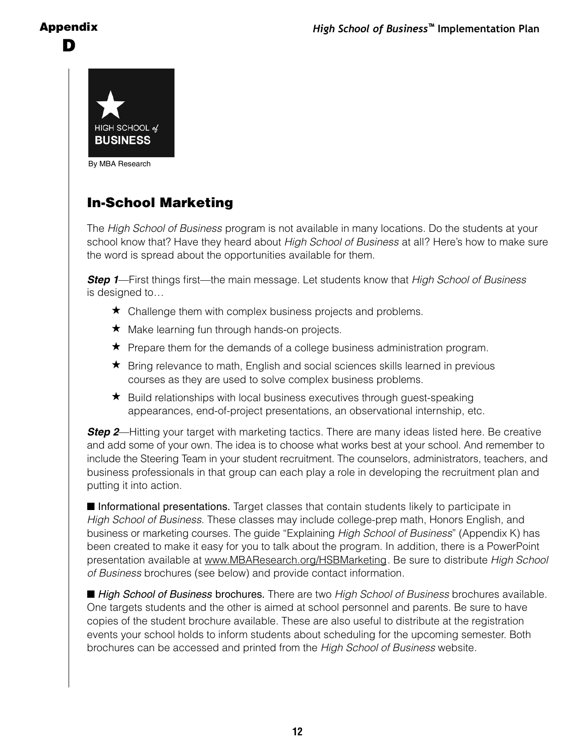## Appendix D

HIGH SCHOOL of BUSINESS

By MBA Research

## In-School Marketing

The *High School of Business* program is not available in many locations. Do the students at your school know that? Have they heard about *High School of Business* at all? Here's how to make sure the word is spread about the opportunities available for them.

***Step 1***—First things first—the main message. Let students know that *High School of Business* is designed to…

- ★ Challenge them with complex business projects and problems.
- ★ Make learning fun through hands-on projects.
- ★ Prepare them for the demands of a college business administration program.
- ★ Bring relevance to math, English and social sciences skills learned in previous courses as they are used to solve complex business problems.
- ★ Build relationships with local business executives through guest-speaking appearances, end-of-project presentations, an observational internship, etc.

***Step 2***—Hitting your target with marketing tactics. There are many ideas listed here. Be creative and add some of your own. The idea is to choose what works best at your school. And remember to include the Steering Team in your student recruitment. The counselors, administrators, teachers, and business professionals in that group can each play a role in developing the recruitment plan and putting it into action.

■ Informational presentations. Target classes that contain students likely to participate in *High School of Business*. These classes may include college-prep math, Honors English, and business or marketing courses. The guide "Explaining *High School of Business*" (Appendix K) has been created to make it easy for you to talk about the program. In addition, there is a PowerPoint presentation available at www.MBAResearch.org/HSBMarketing. Be sure to distribute *High School of Business* brochures (see below) and provide contact information.

■ *High School of Business* brochures. There are two *High School of Business* brochures available. One targets students and the other is aimed at school personnel and parents. Be sure to have copies of the student brochure available. These are also useful to distribute at the registration events your school holds to inform students about scheduling for the upcoming semester. Both brochures can be accessed and printed from the *High School of Business* website.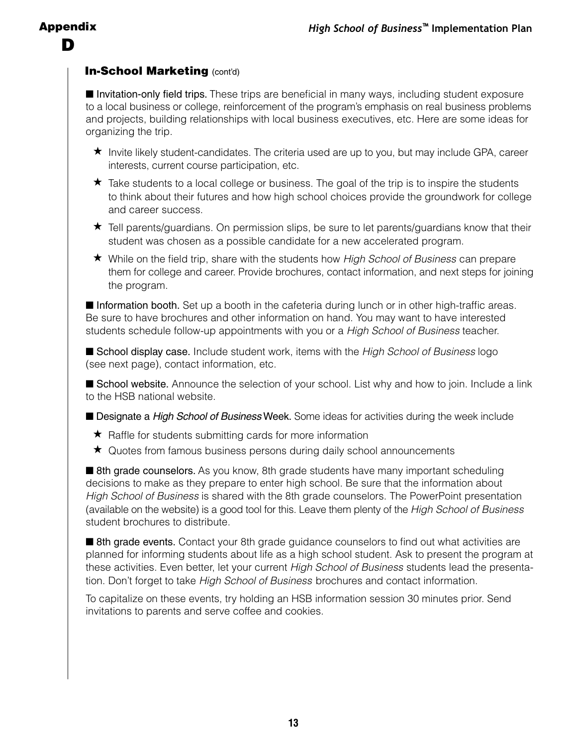## In-School Marketing (cont'd)

■ **Invitation-only field trips.** These trips are beneficial in many ways, including student exposure to a local business or college, reinforcement of the program's emphasis on real business problems and projects, building relationships with local business executives, etc. Here are some ideas for organizing the trip.

- ★ Invite likely student-candidates. The criteria used are up to you, but may include GPA, career interests, current course participation, etc.
- ★ Take students to a local college or business. The goal of the trip is to inspire the students to think about their futures and how high school choices provide the groundwork for college and career success.
- ★ Tell parents/guardians. On permission slips, be sure to let parents/guardians know that their student was chosen as a possible candidate for a new accelerated program.
- ★ While on the field trip, share with the students how *High School of Business* can prepare them for college and career. Provide brochures, contact information, and next steps for joining the program.

■ **Information booth.** Set up a booth in the cafeteria during lunch or in other high-traffic areas. Be sure to have brochures and other information on hand. You may want to have interested students schedule follow-up appointments with you or a *High School of Business* teacher.

■ **School display case.** Include student work, items with the *High School of Business* logo (see next page), contact information, etc.

■ **School website.** Announce the selection of your school. List why and how to join. Include a link to the HSB national website.

■ **Designate a *High School of Business* Week.** Some ideas for activities during the week include

- ★ Raffle for students submitting cards for more information
- ★ Quotes from famous business persons during daily school announcements

■ **8th grade counselors.** As you know, 8th grade students have many important scheduling decisions to make as they prepare to enter high school. Be sure that the information about *High School of Business* is shared with the 8th grade counselors. The PowerPoint presentation (available on the website) is a good tool for this. Leave them plenty of the *High School of Business* student brochures to distribute.

■ **8th grade events.** Contact your 8th grade guidance counselors to find out what activities are planned for informing students about life as a high school student. Ask to present the program at these activities. Even better, let your current *High School of Business* students lead the presentation. Don't forget to take *High School of Business* brochures and contact information.

To capitalize on these events, try holding an HSB information session 30 minutes prior. Send invitations to parents and serve coffee and cookies.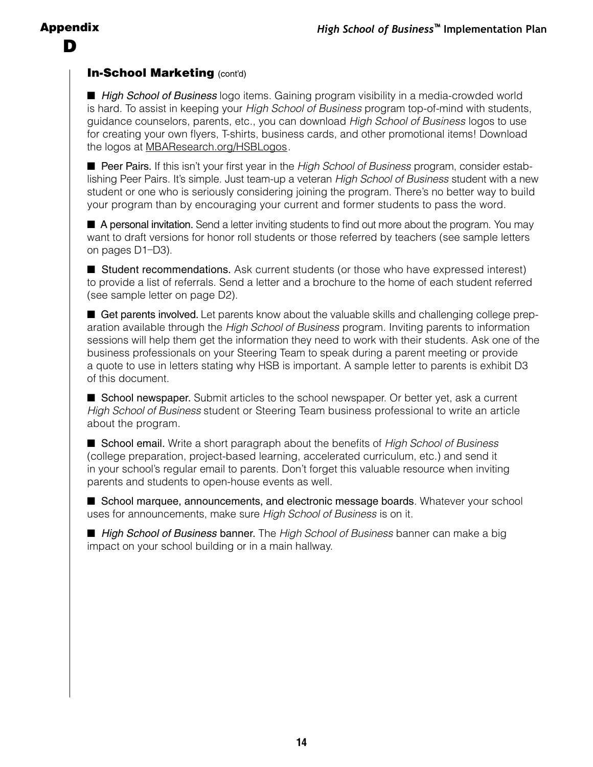## In-School Marketing (cont'd)

- ***High School of Business* logo items.** Gaining program visibility in a media-crowded world is hard. To assist in keeping your *High School of Business* program top-of-mind with students, guidance counselors, parents, etc., you can download *High School of Business* logos to use for creating your own flyers, T-shirts, business cards, and other promotional items! Download the logos at MBAResearch.org/HSBLogos.

- **Peer Pairs.** If this isn't your first year in the *High School of Business* program, consider establishing Peer Pairs. It's simple. Just team-up a veteran *High School of Business* student with a new student or one who is seriously considering joining the program. There's no better way to build your program than by encouraging your current and former students to pass the word.

- **A personal invitation.** Send a letter inviting students to find out more about the program. You may want to draft versions for honor roll students or those referred by teachers (see sample letters on pages D1–D3).

- **Student recommendations.** Ask current students (or those who have expressed interest) to provide a list of referrals. Send a letter and a brochure to the home of each student referred (see sample letter on page D2).

- **Get parents involved.** Let parents know about the valuable skills and challenging college preparation available through the *High School of Business* program. Inviting parents to information sessions will help them get the information they need to work with their students. Ask one of the business professionals on your Steering Team to speak during a parent meeting or provide a quote to use in letters stating why HSB is important. A sample letter to parents is exhibit D3 of this document.

- **School newspaper.** Submit articles to the school newspaper. Or better yet, ask a current *High School of Business* student or Steering Team business professional to write an article about the program.

- **School email.** Write a short paragraph about the benefits of *High School of Business* (college preparation, project-based learning, accelerated curriculum, etc.) and send it in your school's regular email to parents. Don't forget this valuable resource when inviting parents and students to open-house events as well.

- **School marquee, announcements, and electronic message boards**. Whatever your school uses for announcements, make sure *High School of Business* is on it.

- ***High School of Business* banner.** The *High School of Business* banner can make a big impact on your school building or in a main hallway.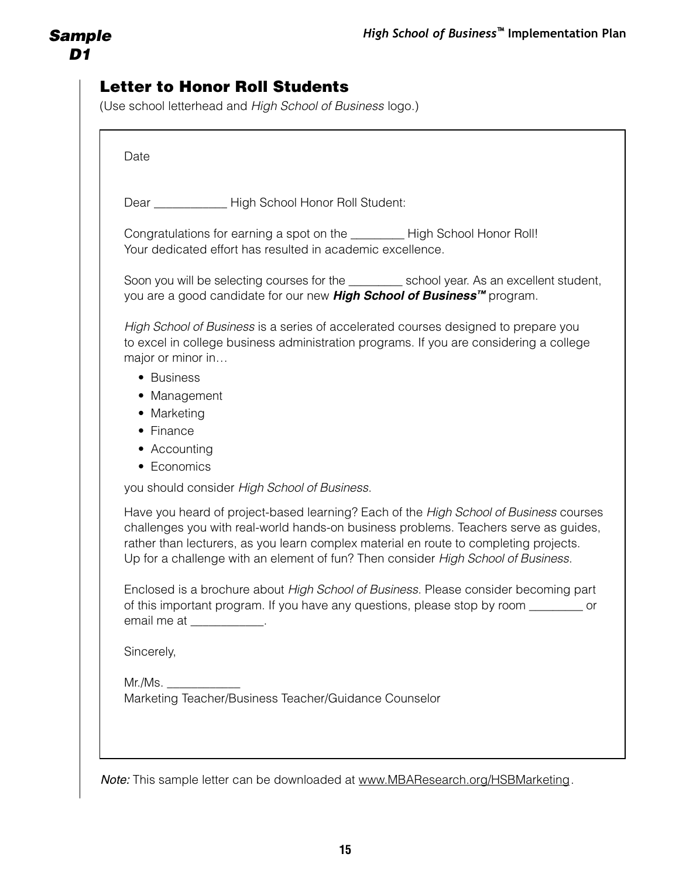*Sample D1*

## Letter to Honor Roll Students

(Use school letterhead and *High School of Business* logo.)

Date

Dear ___________ High School Honor Roll Student:

Congratulations for earning a spot on the ________ High School Honor Roll! Your dedicated effort has resulted in academic excellence.

Soon you will be selecting courses for the ________ school year. As an excellent student, you are a good candidate for our new ***High School of Business™*** program.

*High School of Business* is a series of accelerated courses designed to prepare you to excel in college business administration programs. If you are considering a college major or minor in…

- Business
- Management
- Marketing
- Finance
- Accounting
- Economics

you should consider *High School of Business*.

Have you heard of project-based learning? Each of the *High School of Business* courses challenges you with real-world hands-on business problems. Teachers serve as guides, rather than lecturers, as you learn complex material en route to completing projects. Up for a challenge with an element of fun? Then consider *High School of Business*.

Enclosed is a brochure about *High School of Business*. Please consider becoming part of this important program. If you have any questions, please stop by room ________ or email me at ___________.

Sincerely,

Mr./Ms. ___________
Marketing Teacher/Business Teacher/Guidance Counselor

*Note:* This sample letter can be downloaded at www.MBAResearch.org/HSBMarketing.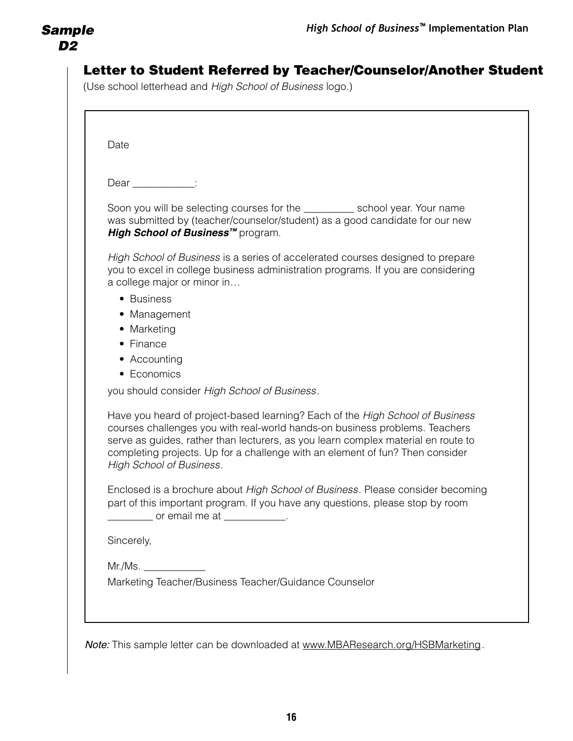# Sample D2

## Letter to Student Referred by Teacher/Counselor/Another Student

(Use school letterhead and *High School of Business* logo.)

Date

Dear ___________:

Soon you will be selecting courses for the _________ school year. Your name was submitted by (teacher/counselor/student) as a good candidate for our new ***High School of Business™*** program.

*High School of Business* is a series of accelerated courses designed to prepare you to excel in college business administration programs. If you are considering a college major or minor in…

- Business
- Management
- Marketing
- Finance
- Accounting
- Economics

you should consider *High School of Business*.

Have you heard of project-based learning? Each of the *High School of Business* courses challenges you with real-world hands-on business problems. Teachers serve as guides, rather than lecturers, as you learn complex material en route to completing projects. Up for a challenge with an element of fun? Then consider *High School of Business*.

Enclosed is a brochure about *High School of Business*. Please consider becoming part of this important program. If you have any questions, please stop by room ________ or email me at ___________.

Sincerely,

Mr./Ms. ___________
Marketing Teacher/Business Teacher/Guidance Counselor

*Note:* This sample letter can be downloaded at www.MBAResearch.org/HSBMarketing.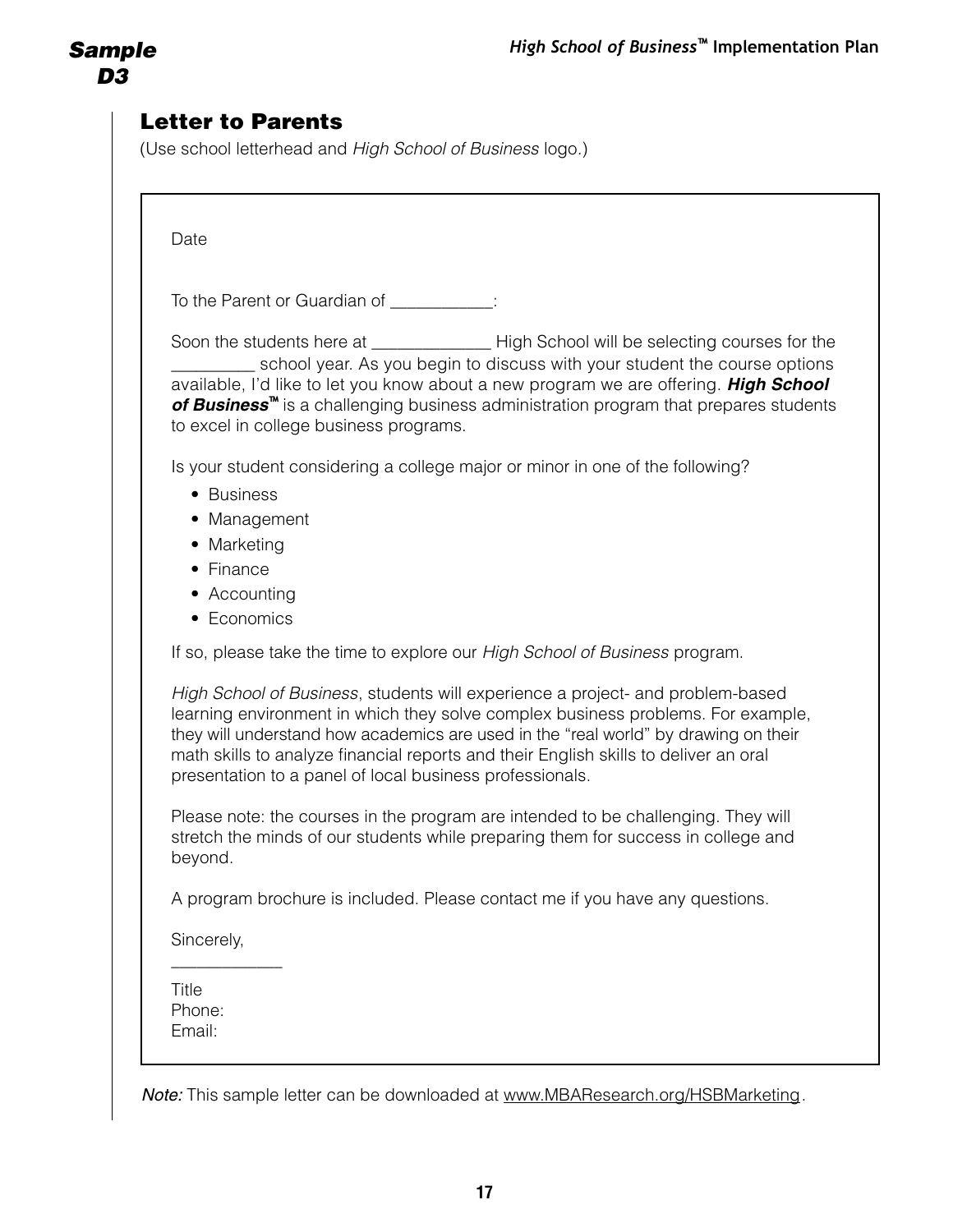*Sample D3*

## Letter to Parents

(Use school letterhead and *High School of Business* logo.)

Date

To the Parent or Guardian of ___________:

Soon the students here at _____________ High School will be selecting courses for the _________ school year. As you begin to discuss with your student the course options available, I'd like to let you know about a new program we are offering. ***High School of Business™*** is a challenging business administration program that prepares students to excel in college business programs.

Is your student considering a college major or minor in one of the following?

- Business
- Management
- Marketing
- Finance
- Accounting
- Economics

If so, please take the time to explore our *High School of Business* program.

*High School of Business*, students will experience a project- and problem-based learning environment in which they solve complex business problems. For example, they will understand how academics are used in the "real world" by drawing on their math skills to analyze financial reports and their English skills to deliver an oral presentation to a panel of local business professionals.

Please note: the courses in the program are intended to be challenging. They will stretch the minds of our students while preparing them for success in college and beyond.

A program brochure is included. Please contact me if you have any questions.

Sincerely,

____________

Title
Phone:
Email:

*Note:* This sample letter can be downloaded at www.MBAResearch.org/HSBMarketing.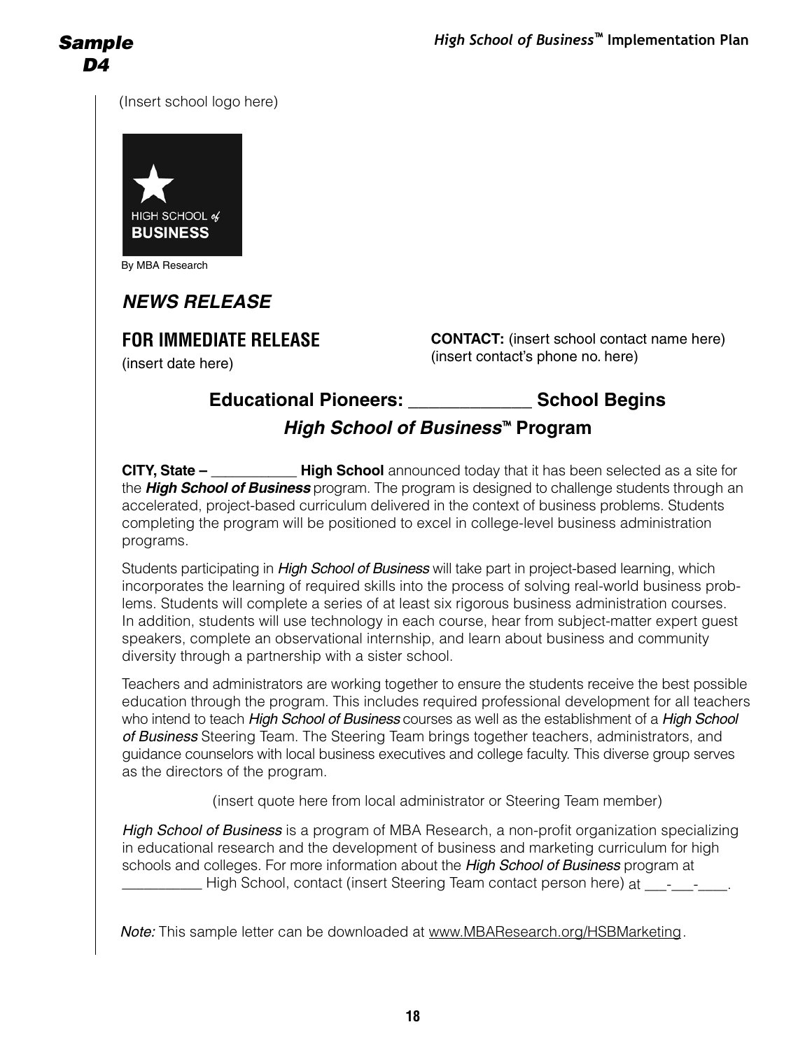**Sample D4**

(Insert school logo here)

HIGH SCHOOL *of* BUSINESS

By MBA Research

***NEWS RELEASE***

**FOR IMMEDIATE RELEASE**
(insert date here)

**CONTACT:** (insert school contact name here)
(insert contact's phone no. here)

## Educational Pioneers: ____________ School Begins *High School of Business*™ Program

**CITY, State –** __________ **High School** announced today that it has been selected as a site for the ***High School of Business*** program. The program is designed to challenge students through an accelerated, project-based curriculum delivered in the context of business problems. Students completing the program will be positioned to excel in college-level business administration programs.

Students participating in *High School of Business* will take part in project-based learning, which incorporates the learning of required skills into the process of solving real-world business problems. Students will complete a series of at least six rigorous business administration courses. In addition, students will use technology in each course, hear from subject-matter expert guest speakers, complete an observational internship, and learn about business and community diversity through a partnership with a sister school.

Teachers and administrators are working together to ensure the students receive the best possible education through the program. This includes required professional development for all teachers who intend to teach *High School of Business* courses as well as the establishment of a *High School of Business* Steering Team. The Steering Team brings together teachers, administrators, and guidance counselors with local business executives and college faculty. This diverse group serves as the directors of the program.

(insert quote here from local administrator or Steering Team member)

*High School of Business* is a program of MBA Research, a non-profit organization specializing in educational research and the development of business and marketing curriculum for high schools and colleges. For more information about the *High School of Business* program at __________ High School, contact (insert Steering Team contact person here) at ___-___-____.

*Note:* This sample letter can be downloaded at www.MBAResearch.org/HSBMarketing.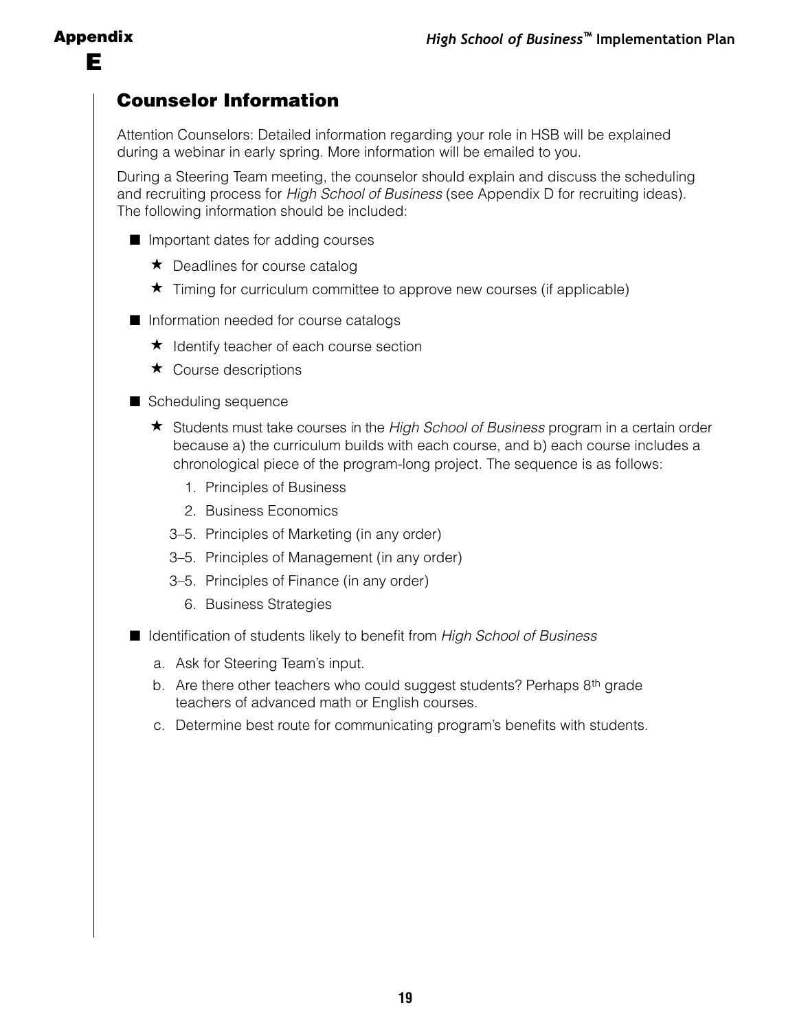# Appendix E

## Counselor Information

Attention Counselors: Detailed information regarding your role in HSB will be explained during a webinar in early spring. More information will be emailed to you.

During a Steering Team meeting, the counselor should explain and discuss the scheduling and recruiting process for *High School of Business* (see Appendix D for recruiting ideas). The following information should be included:

- Important dates for adding courses
  - ★ Deadlines for course catalog
  - ★ Timing for curriculum committee to approve new courses (if applicable)
- Information needed for course catalogs
  - ★ Identify teacher of each course section
  - ★ Course descriptions
- Scheduling sequence
  - ★ Students must take courses in the *High School of Business* program in a certain order because a) the curriculum builds with each course, and b) each course includes a chronological piece of the program-long project. The sequence is as follows:
    1. Principles of Business
    2. Business Economics

    3–5. Principles of Marketing (in any order)

    3–5. Principles of Management (in any order)

    3–5. Principles of Finance (in any order)

    6. Business Strategies
- Identification of students likely to benefit from *High School of Business*
  - a. Ask for Steering Team's input.
  - b. Are there other teachers who could suggest students? Perhaps 8th grade teachers of advanced math or English courses.
  - c. Determine best route for communicating program's benefits with students.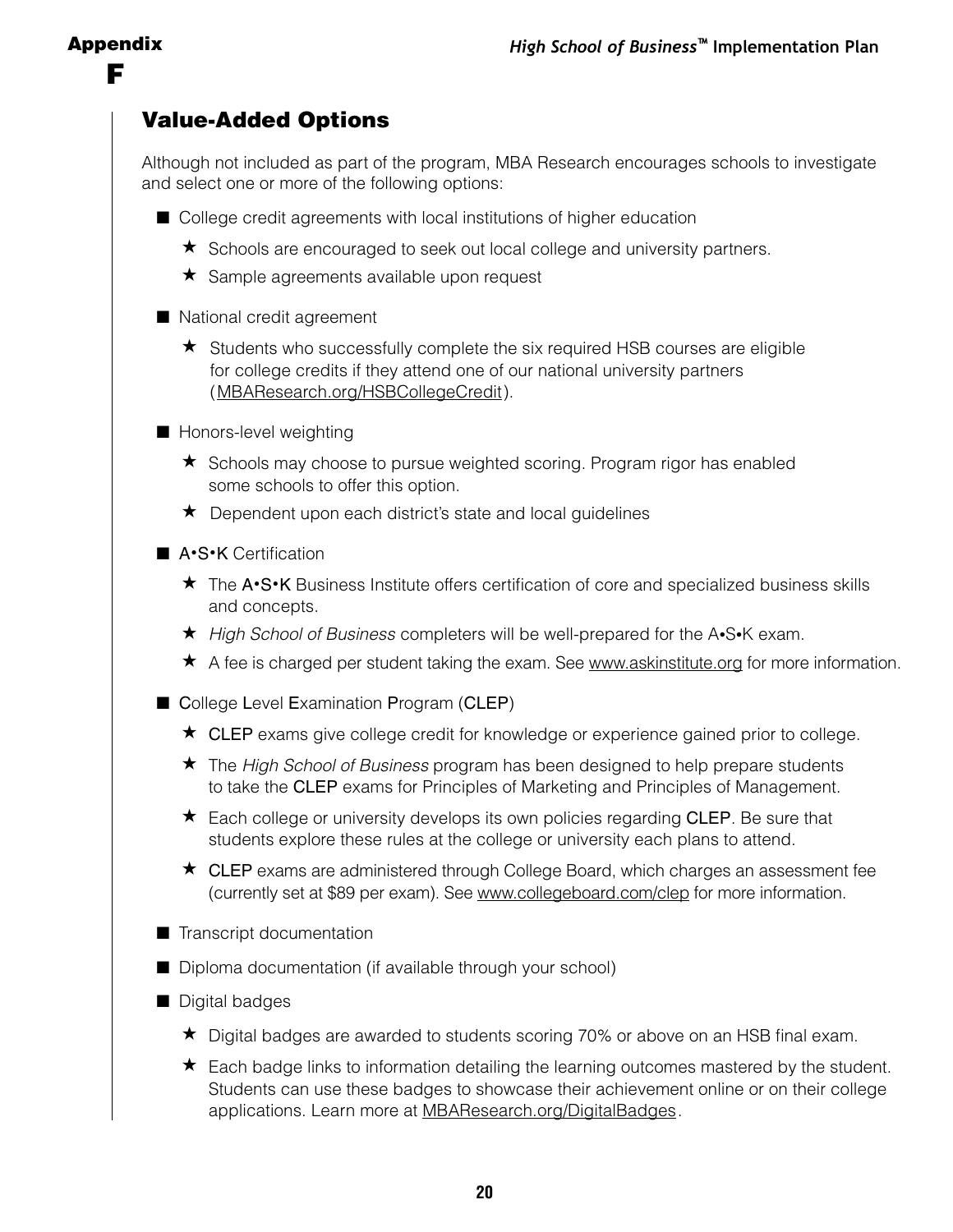## Appendix F

## Value-Added Options

Although not included as part of the program, MBA Research encourages schools to investigate and select one or more of the following options:

- College credit agreements with local institutions of higher education
  - Schools are encouraged to seek out local college and university partners.
  - Sample agreements available upon request
- National credit agreement
  - Students who successfully complete the six required HSB courses are eligible for college credits if they attend one of our national university partners (MBAResearch.org/HSBCollegeCredit).
- Honors-level weighting
  - Schools may choose to pursue weighted scoring. Program rigor has enabled some schools to offer this option.
  - Dependent upon each district's state and local guidelines
- A•S•K Certification
  - The A•S•K Business Institute offers certification of core and specialized business skills and concepts.
  - *High School of Business* completers will be well-prepared for the A•S•K exam.
  - A fee is charged per student taking the exam. See www.askinstitute.org for more information.
- College Level Examination Program (CLEP)
  - CLEP exams give college credit for knowledge or experience gained prior to college.
  - The *High School of Business* program has been designed to help prepare students to take the CLEP exams for Principles of Marketing and Principles of Management.
  - Each college or university develops its own policies regarding CLEP. Be sure that students explore these rules at the college or university each plans to attend.
  - CLEP exams are administered through College Board, which charges an assessment fee (currently set at $89 per exam). See www.collegeboard.com/clep for more information.
- Transcript documentation
- Diploma documentation (if available through your school)
- Digital badges
  - Digital badges are awarded to students scoring 70% or above on an HSB final exam.
  - Each badge links to information detailing the learning outcomes mastered by the student. Students can use these badges to showcase their achievement online or on their college applications. Learn more at MBAResearch.org/DigitalBadges.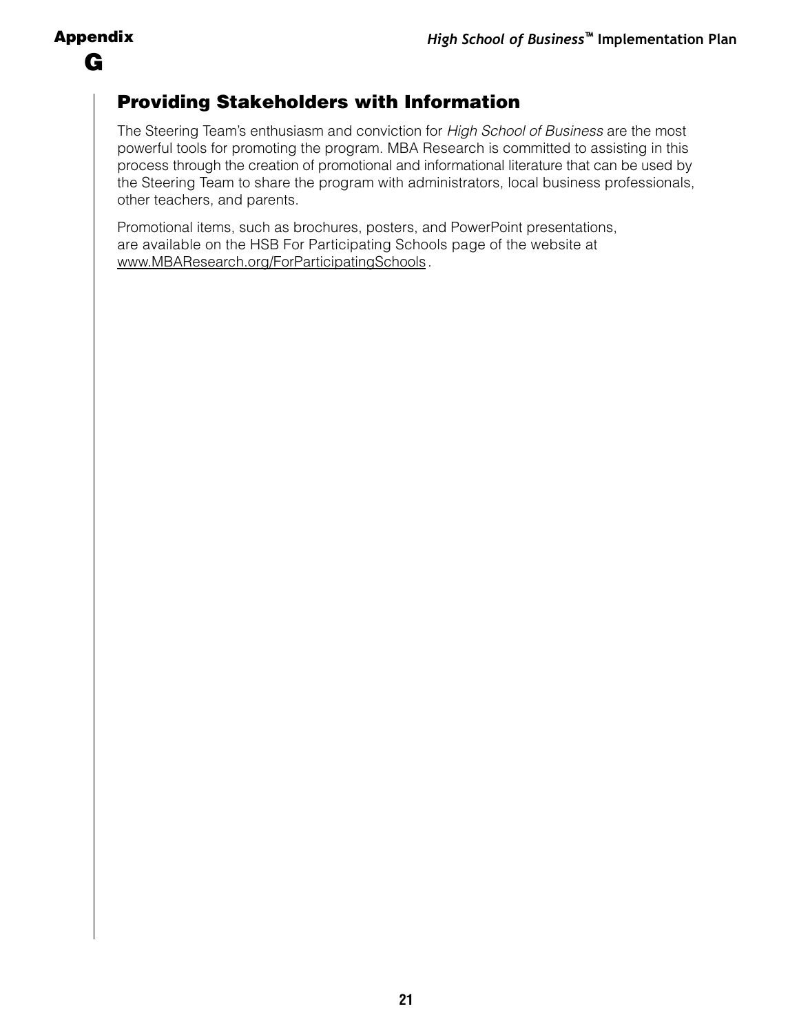# Appendix G

## Providing Stakeholders with Information

The Steering Team's enthusiasm and conviction for *High School of Business* are the most powerful tools for promoting the program. MBA Research is committed to assisting in this process through the creation of promotional and informational literature that can be used by the Steering Team to share the program with administrators, local business professionals, other teachers, and parents.

Promotional items, such as brochures, posters, and PowerPoint presentations, are available on the HSB For Participating Schools page of the website at www.MBAResearch.org/ForParticipatingSchools.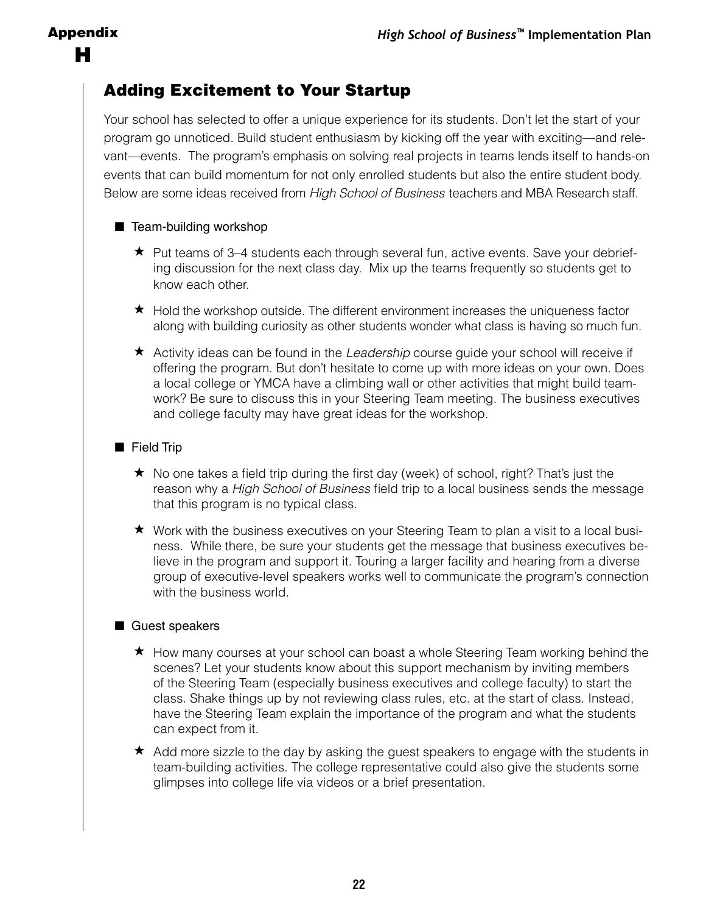## Adding Excitement to Your Startup

Your school has selected to offer a unique experience for its students. Don't let the start of your program go unnoticed. Build student enthusiasm by kicking off the year with exciting—and relevant—events. The program's emphasis on solving real projects in teams lends itself to hands-on events that can build momentum for not only enrolled students but also the entire student body. Below are some ideas received from *High School of Business* teachers and MBA Research staff.

- Team-building workshop
  - ★ Put teams of 3–4 students each through several fun, active events. Save your debriefing discussion for the next class day. Mix up the teams frequently so students get to know each other.
  - ★ Hold the workshop outside. The different environment increases the uniqueness factor along with building curiosity as other students wonder what class is having so much fun.
  - ★ Activity ideas can be found in the *Leadership* course guide your school will receive if offering the program. But don't hesitate to come up with more ideas on your own. Does a local college or YMCA have a climbing wall or other activities that might build teamwork? Be sure to discuss this in your Steering Team meeting. The business executives and college faculty may have great ideas for the workshop.

- Field Trip
  - ★ No one takes a field trip during the first day (week) of school, right? That's just the reason why a *High School of Business* field trip to a local business sends the message that this program is no typical class.
  - ★ Work with the business executives on your Steering Team to plan a visit to a local business. While there, be sure your students get the message that business executives believe in the program and support it. Touring a larger facility and hearing from a diverse group of executive-level speakers works well to communicate the program's connection with the business world.

- Guest speakers
  - ★ How many courses at your school can boast a whole Steering Team working behind the scenes? Let your students know about this support mechanism by inviting members of the Steering Team (especially business executives and college faculty) to start the class. Shake things up by not reviewing class rules, etc. at the start of class. Instead, have the Steering Team explain the importance of the program and what the students can expect from it.
  - ★ Add more sizzle to the day by asking the guest speakers to engage with the students in team-building activities. The college representative could also give the students some glimpses into college life via videos or a brief presentation.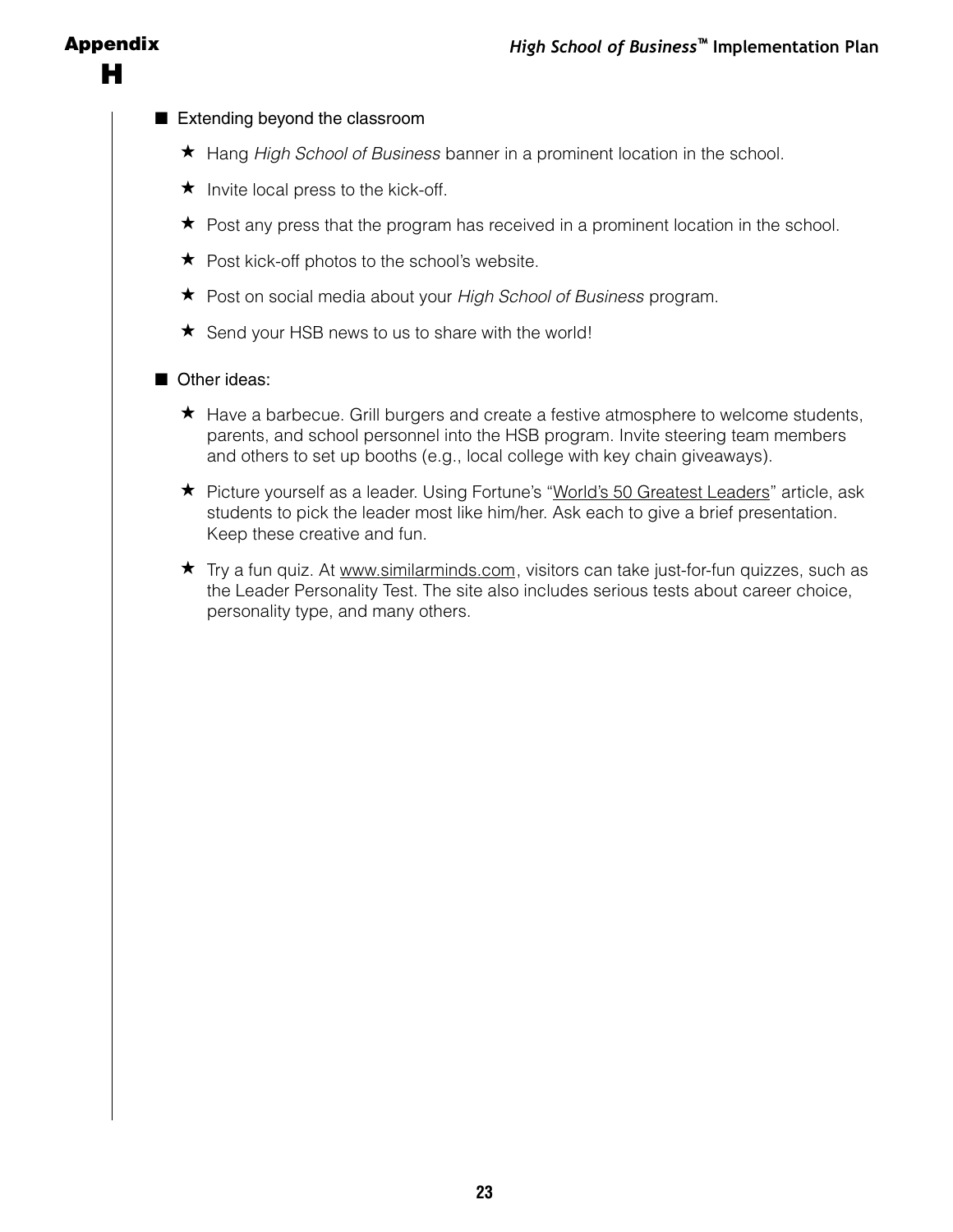- Extending beyond the classroom
  - Hang *High School of Business* banner in a prominent location in the school.
  - Invite local press to the kick-off.
  - Post any press that the program has received in a prominent location in the school.
  - Post kick-off photos to the school's website.
  - Post on social media about your *High School of Business* program.
  - Send your HSB news to us to share with the world!

- Other ideas:
  - Have a barbecue. Grill burgers and create a festive atmosphere to welcome students, parents, and school personnel into the HSB program. Invite steering team members and others to set up booths (e.g., local college with key chain giveaways).
  - Picture yourself as a leader. Using Fortune's "World's 50 Greatest Leaders" article, ask students to pick the leader most like him/her. Ask each to give a brief presentation. Keep these creative and fun.
  - Try a fun quiz. At www.similarminds.com, visitors can take just-for-fun quizzes, such as the Leader Personality Test. The site also includes serious tests about career choice, personality type, and many others.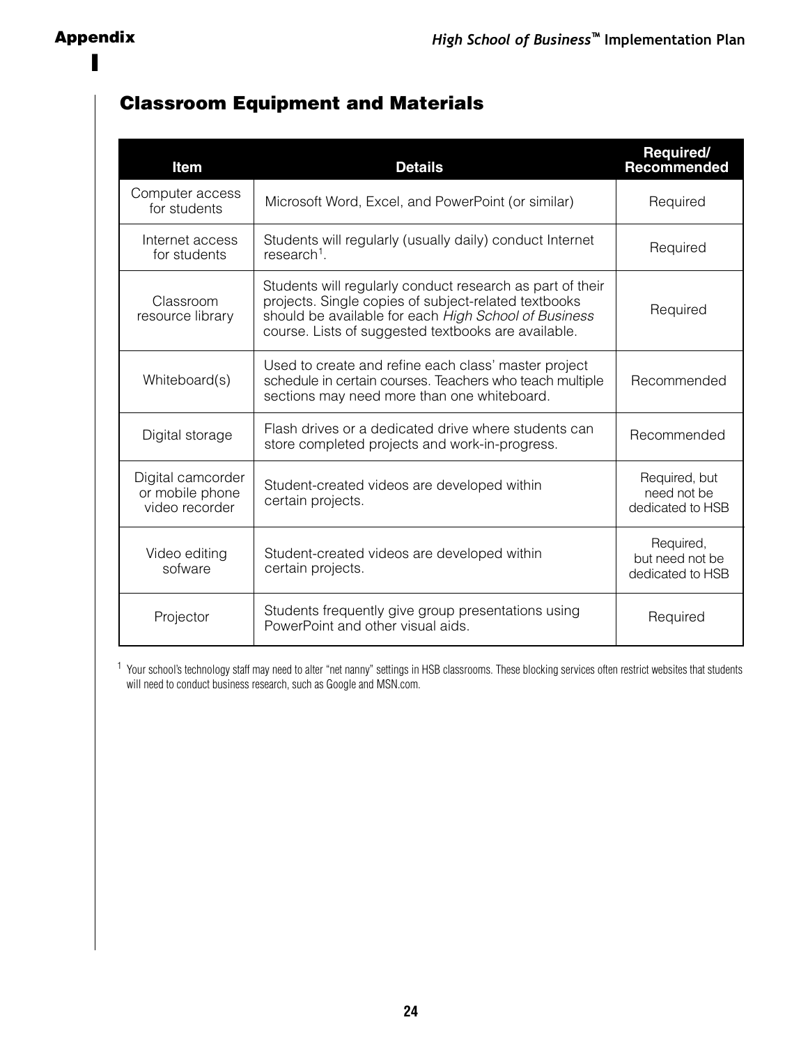## Classroom Equipment and Materials

| Item | Details | Required/ Recommended |
|---|---|---|
| Computer access for students | Microsoft Word, Excel, and PowerPoint (or similar) | Required |
| Internet access for students | Students will regularly (usually daily) conduct Internet research[1]. | Required |
| Classroom resource library | Students will regularly conduct research as part of their projects. Single copies of subject-related textbooks should be available for each *High School of Business* course. Lists of suggested textbooks are available. | Required |
| Whiteboard(s) | Used to create and refine each class' master project schedule in certain courses. Teachers who teach multiple sections may need more than one whiteboard. | Recommended |
| Digital storage | Flash drives or a dedicated drive where students can store completed projects and work-in-progress. | Recommended |
| Digital camcorder or mobile phone video recorder | Student-created videos are developed within certain projects. | Required, but need not be dedicated to HSB |
| Video editing sofware | Student-created videos are developed within certain projects. | Required, but need not be dedicated to HSB |
| Projector | Students frequently give group presentations using PowerPoint and other visual aids. | Required |

[1] Your school's technology staff may need to alter "net nanny" settings in HSB classrooms. These blocking services often restrict websites that students will need to conduct business research, such as Google and MSN.com.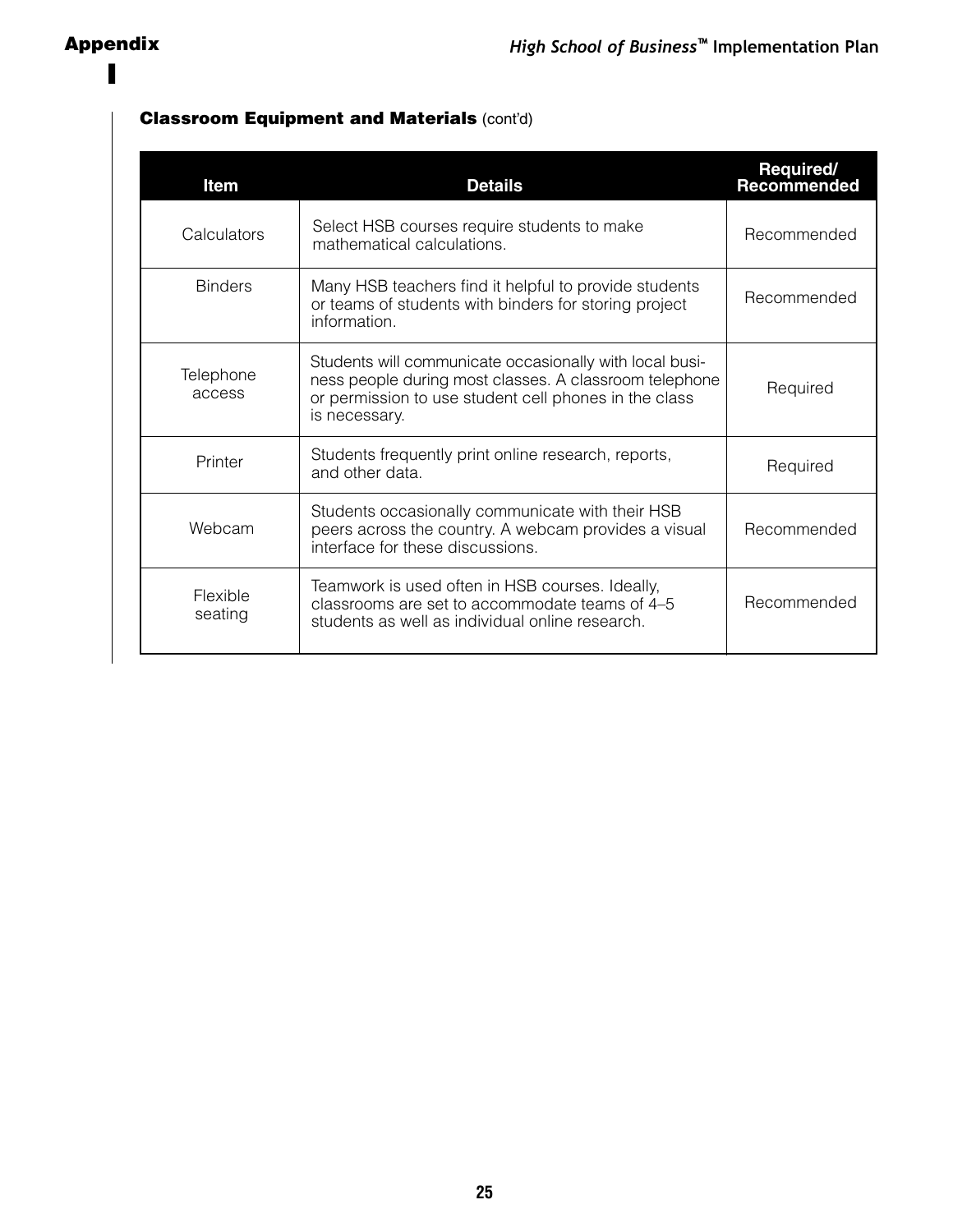## Classroom Equipment and Materials (cont'd)

| Item | Details | Required/ Recommended |
|---|---|---|
| Calculators | Select HSB courses require students to make mathematical calculations. | Recommended |
| Binders | Many HSB teachers find it helpful to provide students or teams of students with binders for storing project information. | Recommended |
| Telephone access | Students will communicate occasionally with local business people during most classes. A classroom telephone or permission to use student cell phones in the class is necessary. | Required |
| Printer | Students frequently print online research, reports, and other data. | Required |
| Webcam | Students occasionally communicate with their HSB peers across the country. A webcam provides a visual interface for these discussions. | Recommended |
| Flexible seating | Teamwork is used often in HSB courses. Ideally, classrooms are set to accommodate teams of 4–5 students as well as individual online research. | Recommended |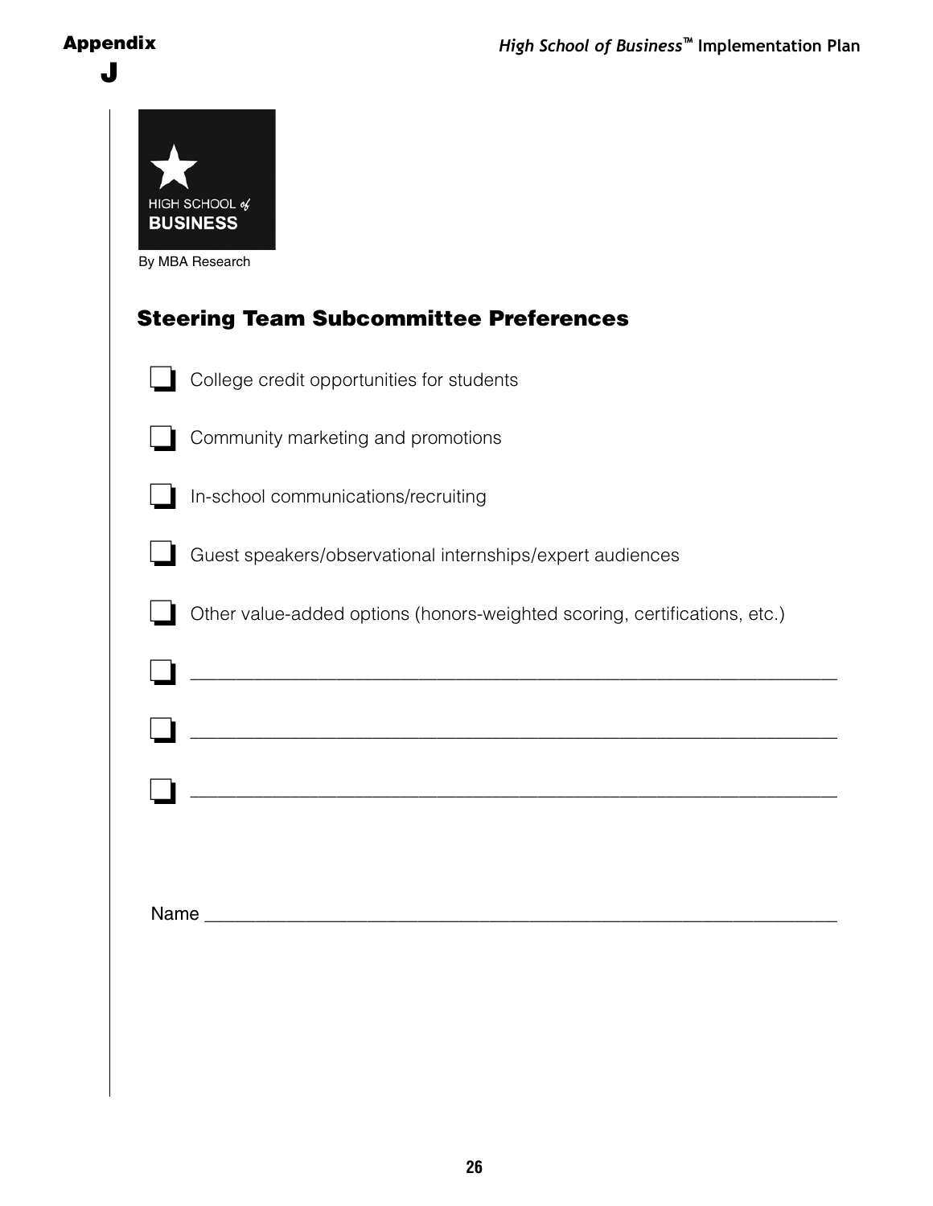# Appendix J

HIGH SCHOOL of BUSINESS

By MBA Research

## Steering Team Subcommittee Preferences

- ❑ College credit opportunities for students
- ❑ Community marketing and promotions
- ❑ In-school communications/recruiting
- ❑ Guest speakers/observational internships/expert audiences
- ❑ Other value-added options (honors-weighted scoring, certifications, etc.)
- ❑ ____________________________________________________________
- ❑ ____________________________________________________________
- ❑ ____________________________________________________________

Name ____________________________________________________________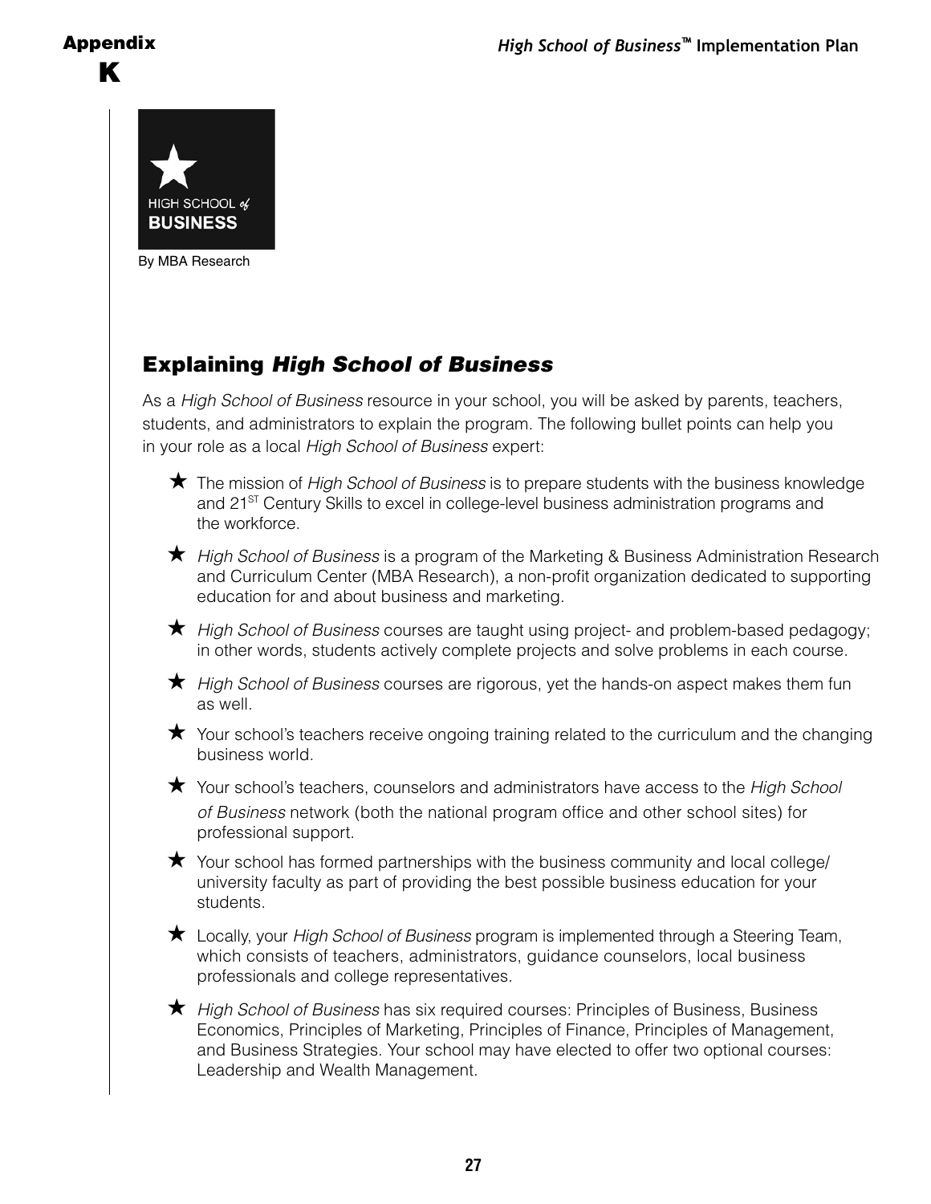# Appendix K

HIGH SCHOOL *of* BUSINESS

By MBA Research

## Explaining *High School of Business*

As a *High School of Business* resource in your school, you will be asked by parents, teachers, students, and administrators to explain the program. The following bullet points can help you in your role as a local *High School of Business* expert:

- ★ The mission of *High School of Business* is to prepare students with the business knowledge and 21[ST] Century Skills to excel in college-level business administration programs and the workforce.
- ★ *High School of Business* is a program of the Marketing & Business Administration Research and Curriculum Center (MBA Research), a non-profit organization dedicated to supporting education for and about business and marketing.
- ★ *High School of Business* courses are taught using project- and problem-based pedagogy; in other words, students actively complete projects and solve problems in each course.
- ★ *High School of Business* courses are rigorous, yet the hands-on aspect makes them fun as well.
- ★ Your school's teachers receive ongoing training related to the curriculum and the changing business world.
- ★ Your school's teachers, counselors and administrators have access to the *High School of Business* network (both the national program office and other school sites) for professional support.
- ★ Your school has formed partnerships with the business community and local college/university faculty as part of providing the best possible business education for your students.
- ★ Locally, your *High School of Business* program is implemented through a Steering Team, which consists of teachers, administrators, guidance counselors, local business professionals and college representatives.
- ★ *High School of Business* has six required courses: Principles of Business, Business Economics, Principles of Marketing, Principles of Finance, Principles of Management, and Business Strategies. Your school may have elected to offer two optional courses: Leadership and Wealth Management.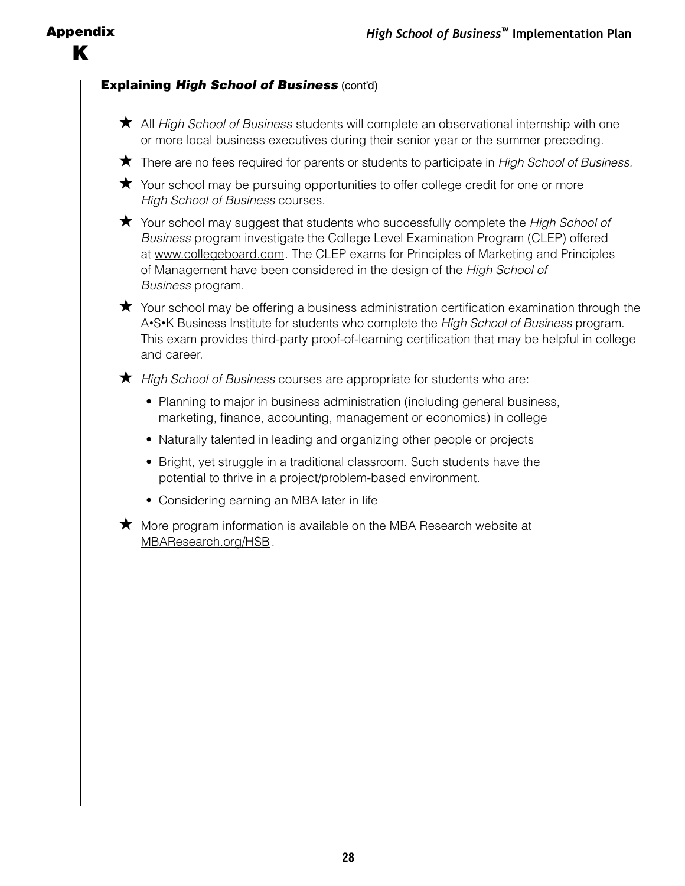## Explaining *High School of Business* (cont'd)

★ All *High School of Business* students will complete an observational internship with one or more local business executives during their senior year or the summer preceding.

★ There are no fees required for parents or students to participate in *High School of Business.*

★ Your school may be pursuing opportunities to offer college credit for one or more *High School of Business* courses.

★ Your school may suggest that students who successfully complete the *High School of Business* program investigate the College Level Examination Program (CLEP) offered at www.collegeboard.com. The CLEP exams for Principles of Marketing and Principles of Management have been considered in the design of the *High School of Business* program.

★ Your school may be offering a business administration certification examination through the A•S•K Business Institute for students who complete the *High School of Business* program. This exam provides third-party proof-of-learning certification that may be helpful in college and career.

★ *High School of Business* courses are appropriate for students who are:

- Planning to major in business administration (including general business, marketing, finance, accounting, management or economics) in college
- Naturally talented in leading and organizing other people or projects
- Bright, yet struggle in a traditional classroom. Such students have the potential to thrive in a project/problem-based environment.
- Considering earning an MBA later in life

★ More program information is available on the MBA Research website at MBAResearch.org/HSB.